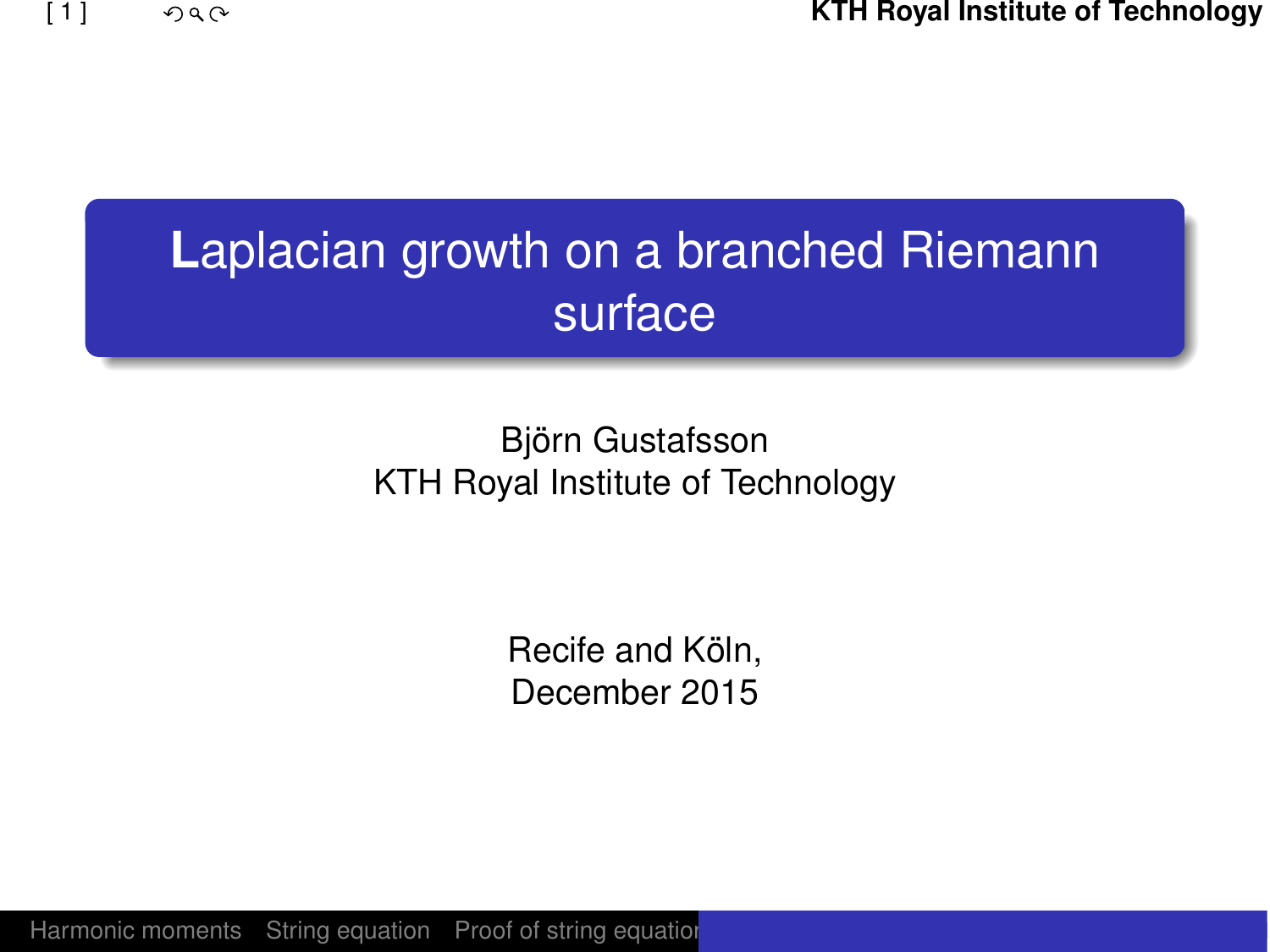# Laplacian growth on a branched Riemann surface

Björn Gustafsson
KTH Royal Institute of Technology

Recife and Köln,
December 2015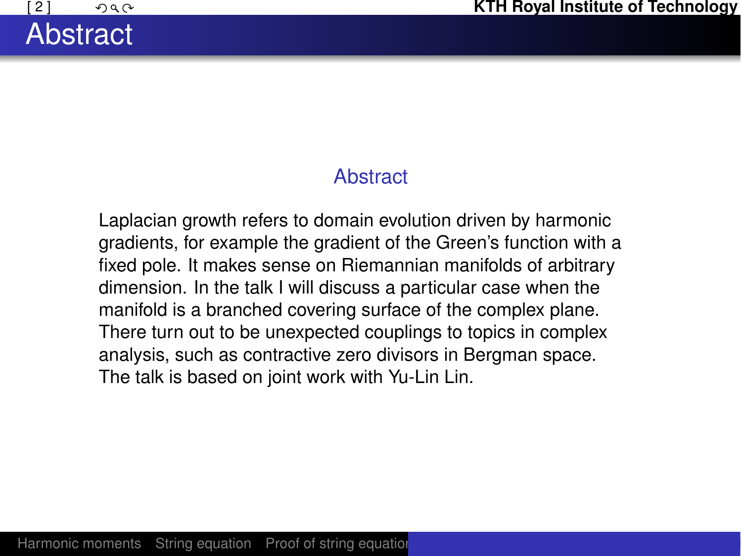# Abstract

## Abstract

Laplacian growth refers to domain evolution driven by harmonic gradients, for example the gradient of the Green's function with a fixed pole. It makes sense on Riemannian manifolds of arbitrary dimension. In the talk I will discuss a particular case when the manifold is a branched covering surface of the complex plane. There turn out to be unexpected couplings to topics in complex analysis, such as contractive zero divisors in Bergman space. The talk is based on joint work with Yu-Lin Lin.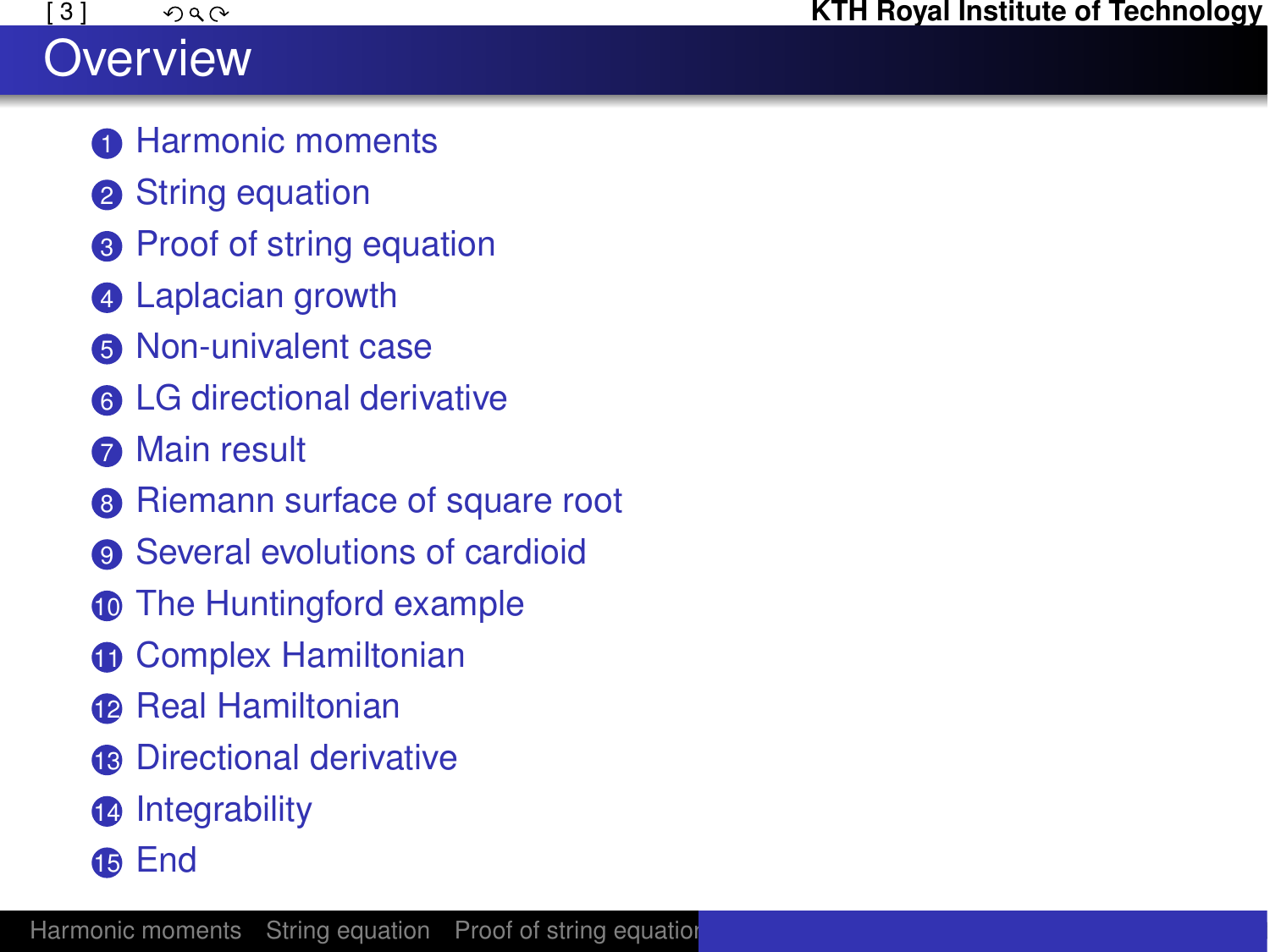# Overview

1. Harmonic moments
2. String equation
3. Proof of string equation
4. Laplacian growth
5. Non-univalent case
6. LG directional derivative
7. Main result
8. Riemann surface of square root
9. Several evolutions of cardioid
10. The Huntingford example
11. Complex Hamiltonian
12. Real Hamiltonian
13. Directional derivative
14. Integrability
15. End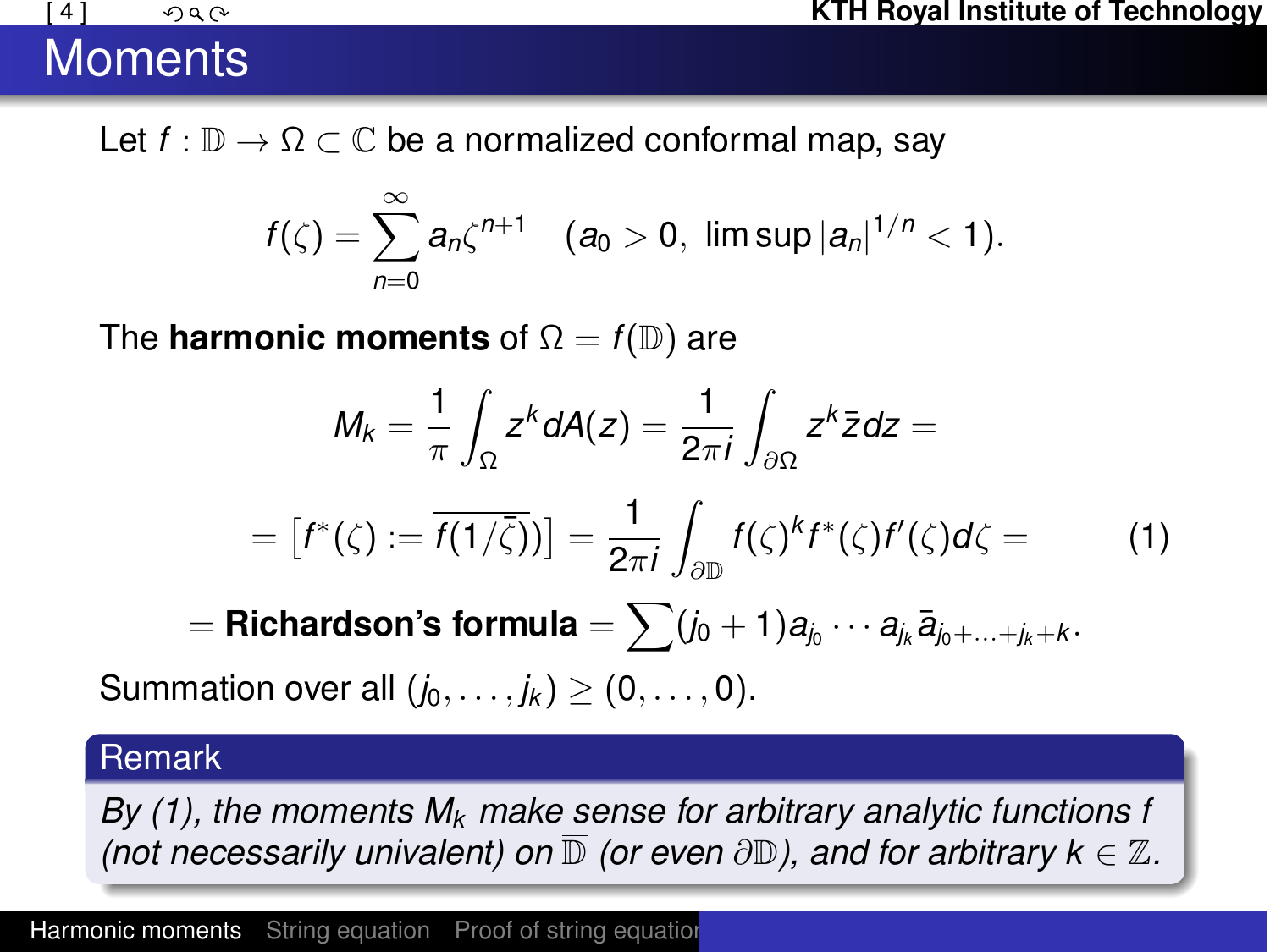# Moments

Let $f : \mathbb{D} \to \Omega \subset \mathbb{C}$ be a normalized conformal map, say

$$f(\zeta) = \sum_{n=0}^{\infty} a_n \zeta^{n+1} \quad (a_0 > 0,\ \limsup |a_n|^{1/n} < 1).$$

The **harmonic moments** of $\Omega = f(\mathbb{D})$ are

$$M_k = \frac{1}{\pi} \int_\Omega z^k dA(z) = \frac{1}{2\pi i} \int_{\partial\Omega} z^k \bar{z} dz =$$

$$= \left[ f^*(\zeta) := \overline{f(1/\bar{\zeta})} \right] = \frac{1}{2\pi i} \int_{\partial\mathbb{D}} f(\zeta)^k f^*(\zeta) f'(\zeta) d\zeta = \tag{1}$$

$$= \textbf{Richardson's formula} = \sum (j_0 + 1) a_{j_0} \cdots a_{j_k} \bar{a}_{j_0 + \ldots + j_k + k}.$$

Summation over all $(j_0, \ldots, j_k) \geq (0, \ldots, 0)$.

**Remark**

*By (1), the moments $M_k$ make sense for arbitrary analytic functions $f$ (not necessarily univalent) on $\overline{\mathbb{D}}$ (or even $\partial\mathbb{D}$), and for arbitrary $k \in \mathbb{Z}$.*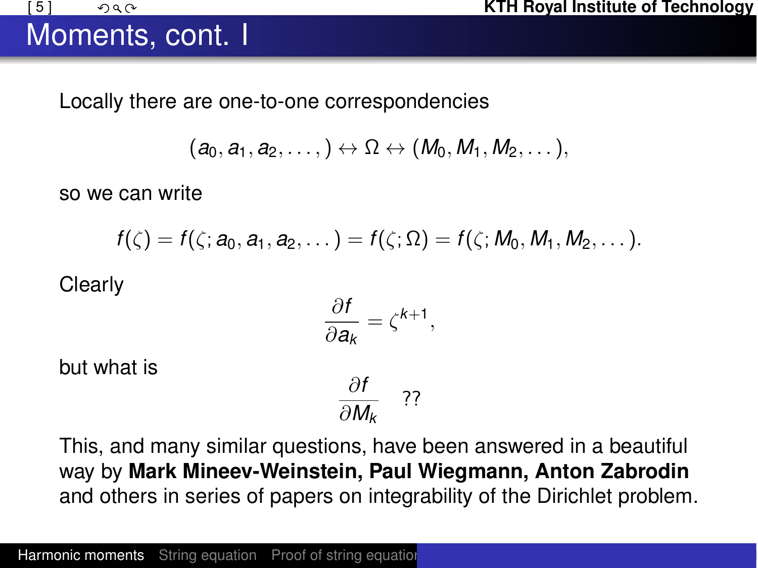# Moments, cont. I

Locally there are one-to-one correspondencies

$$(a_0, a_1, a_2, \dots, ) \leftrightarrow \Omega \leftrightarrow (M_0, M_1, M_2, \dots),$$

so we can write

$$f(\zeta) = f(\zeta; a_0, a_1, a_2, \dots) = f(\zeta; \Omega) = f(\zeta; M_0, M_1, M_2, \dots).$$

Clearly

$$\frac{\partial f}{\partial a_k} = \zeta^{k+1},$$

but what is

$$\frac{\partial f}{\partial M_k} \quad ??$$

This, and many similar questions, have been answered in a beautiful way by **Mark Mineev-Weinstein, Paul Wiegmann, Anton Zabrodin** and others in series of papers on integrability of the Dirichlet problem.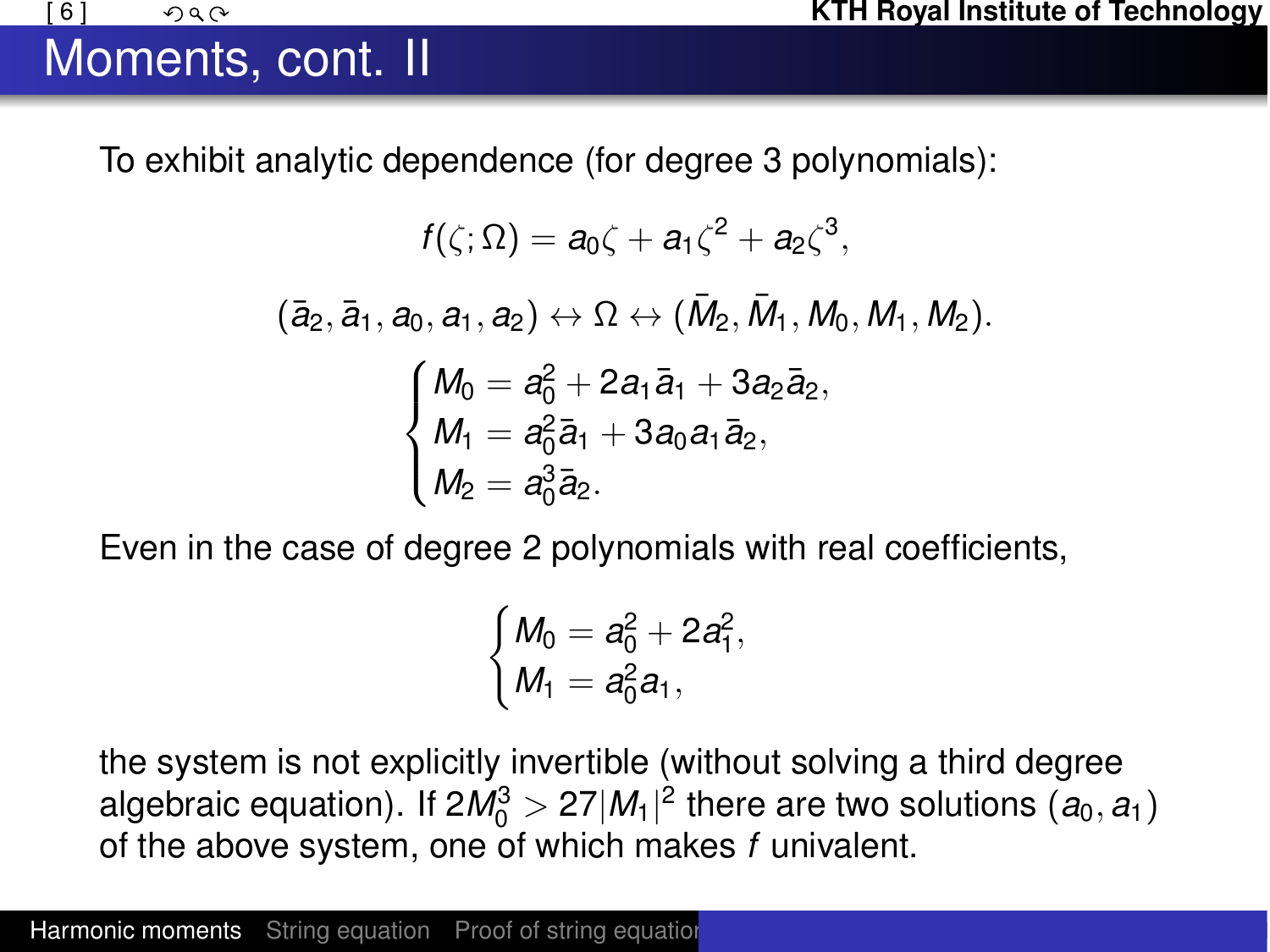# Moments, cont. II

To exhibit analytic dependence (for degree 3 polynomials):

$$f(\zeta;\Omega) = a_0\zeta + a_1\zeta^2 + a_2\zeta^3,$$

$$(\bar{a}_2, \bar{a}_1, a_0, a_1, a_2) \leftrightarrow \Omega \leftrightarrow (\bar{M}_2, \bar{M}_1, M_0, M_1, M_2).$$

$$\begin{cases} M_0 = a_0^2 + 2a_1\bar{a}_1 + 3a_2\bar{a}_2, \\ M_1 = a_0^2\bar{a}_1 + 3a_0a_1\bar{a}_2, \\ M_2 = a_0^3\bar{a}_2. \end{cases}$$

Even in the case of degree 2 polynomials with real coefficients,

$$\begin{cases} M_0 = a_0^2 + 2a_1^2, \\ M_1 = a_0^2 a_1, \end{cases}$$

the system is not explicitly invertible (without solving a third degree algebraic equation). If $2M_0^3 > 27|M_1|^2$ there are two solutions $(a_0, a_1)$ of the above system, one of which makes $f$ univalent.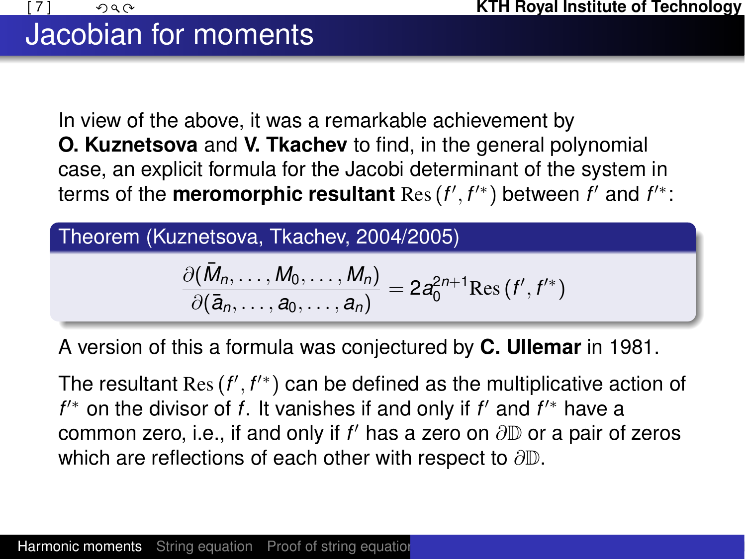# Jacobian for moments

In view of the above, it was a remarkable achievement by **O. Kuznetsova** and **V. Tkachev** to find, in the general polynomial case, an explicit formula for the Jacobi determinant of the system in terms of the **meromorphic resultant** $\mathrm{Res}\,(f', f'^*)$ between $f'$ and $f'^*$:

**Theorem (Kuznetsova, Tkachev, 2004/2005)**

$$\frac{\partial(\bar{M}_n, \ldots, M_0, \ldots, M_n)}{\partial(\bar{a}_n, \ldots, a_0, \ldots, a_n)} = 2a_0^{2n+1}\mathrm{Res}\,(f', f'^*)$$

A version of this a formula was conjectured by **C. Ullemar** in 1981.

The resultant $\mathrm{Res}\,(f', f'^*)$ can be defined as the multiplicative action of $f'^*$ on the divisor of $f$. It vanishes if and only if $f'$ and $f'^*$ have a common zero, i.e., if and only if $f'$ has a zero on $\partial\mathbb{D}$ or a pair of zeros which are reflections of each other with respect to $\partial\mathbb{D}$.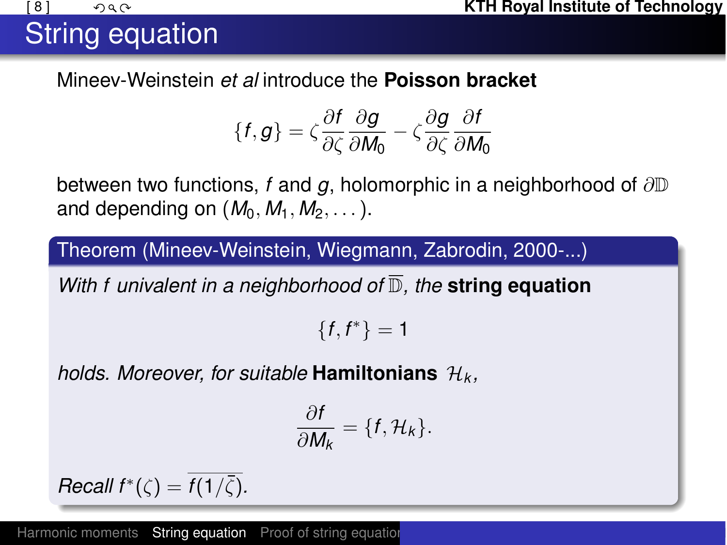# String equation

Mineev-Weinstein *et al* introduce the **Poisson bracket**

$$\{f, g\} = \zeta \frac{\partial f}{\partial \zeta} \frac{\partial g}{\partial M_0} - \zeta \frac{\partial g}{\partial \zeta} \frac{\partial f}{\partial M_0}$$

between two functions, $f$ and $g$, holomorphic in a neighborhood of $\partial \mathbb{D}$ and depending on $(M_0, M_1, M_2, \dots)$.

**Theorem (Mineev-Weinstein, Wiegmann, Zabrodin, 2000-...)**

*With $f$ univalent in a neighborhood of $\overline{\mathbb{D}}$, the* **string equation**

$$\{f, f^*\} = 1$$

*holds. Moreover, for suitable* **Hamiltonians** $\mathcal{H}_k$*,*

$$\frac{\partial f}{\partial M_k} = \{f, \mathcal{H}_k\}.$$

*Recall* $f^*(\zeta) = \overline{f(1/\bar{\zeta})}$.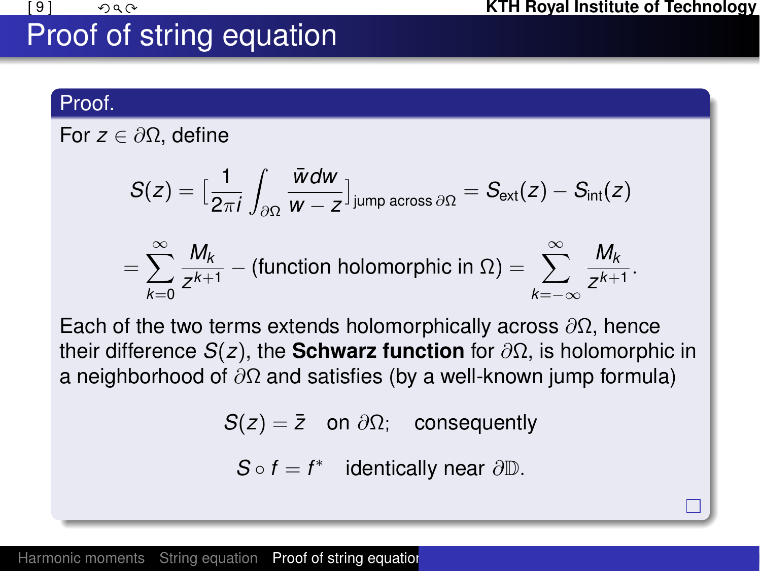# Proof of string equation

**Proof.**

For $z \in \partial\Omega$, define

$$S(z) = \Big[\frac{1}{2\pi i}\int_{\partial\Omega} \frac{\bar{w}\,dw}{w - z}\Big]_{\text{jump across } \partial\Omega} = S_{\text{ext}}(z) - S_{\text{int}}(z)$$

$$= \sum_{k=0}^{\infty} \frac{M_k}{z^{k+1}} - (\text{function holomorphic in } \Omega) = \sum_{k=-\infty}^{\infty} \frac{M_k}{z^{k+1}}.$$

Each of the two terms extends holomorphically across $\partial\Omega$, hence their difference $S(z)$, the **Schwarz function** for $\partial\Omega$, is holomorphic in a neighborhood of $\partial\Omega$ and satisfies (by a well-known jump formula)

$$S(z) = \bar{z} \quad \text{on } \partial\Omega; \quad \text{consequently}$$

$$S \circ f = f^* \quad \text{identically near } \partial\mathbb{D}.$$

□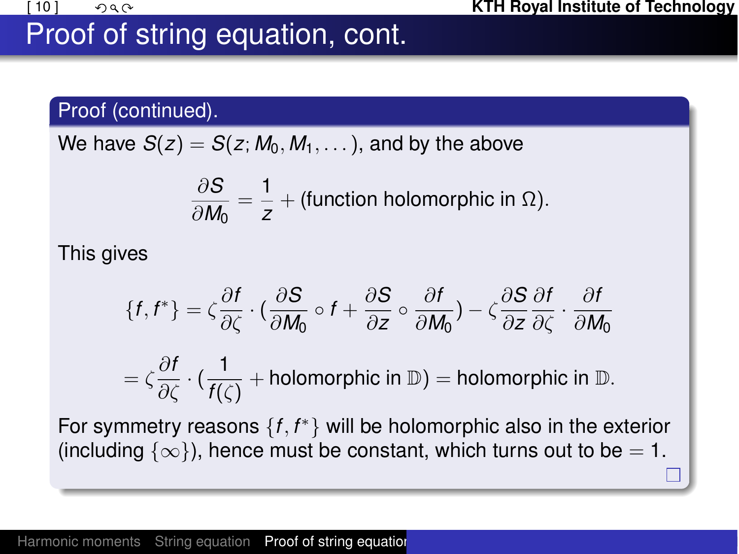# Proof of string equation, cont.

**Proof (continued).**

We have $S(z) = S(z; M_0, M_1, \dots)$, and by the above

$$\frac{\partial S}{\partial M_0} = \frac{1}{z} + (\text{function holomorphic in } \Omega).$$

This gives

$$\{f, f^*\} = \zeta \frac{\partial f}{\partial \zeta} \cdot \left(\frac{\partial S}{\partial M_0} \circ f + \frac{\partial S}{\partial z} \circ \frac{\partial f}{\partial M_0}\right) - \zeta \frac{\partial S}{\partial z} \frac{\partial f}{\partial \zeta} \cdot \frac{\partial f}{\partial M_0}$$

$$= \zeta \frac{\partial f}{\partial \zeta} \cdot \left(\frac{1}{f(\zeta)} + \text{holomorphic in } \mathbb{D}\right) = \text{holomorphic in } \mathbb{D}.$$

For symmetry reasons $\{f, f^*\}$ will be holomorphic also in the exterior (including $\{\infty\}$), hence must be constant, which turns out to be $= 1$. □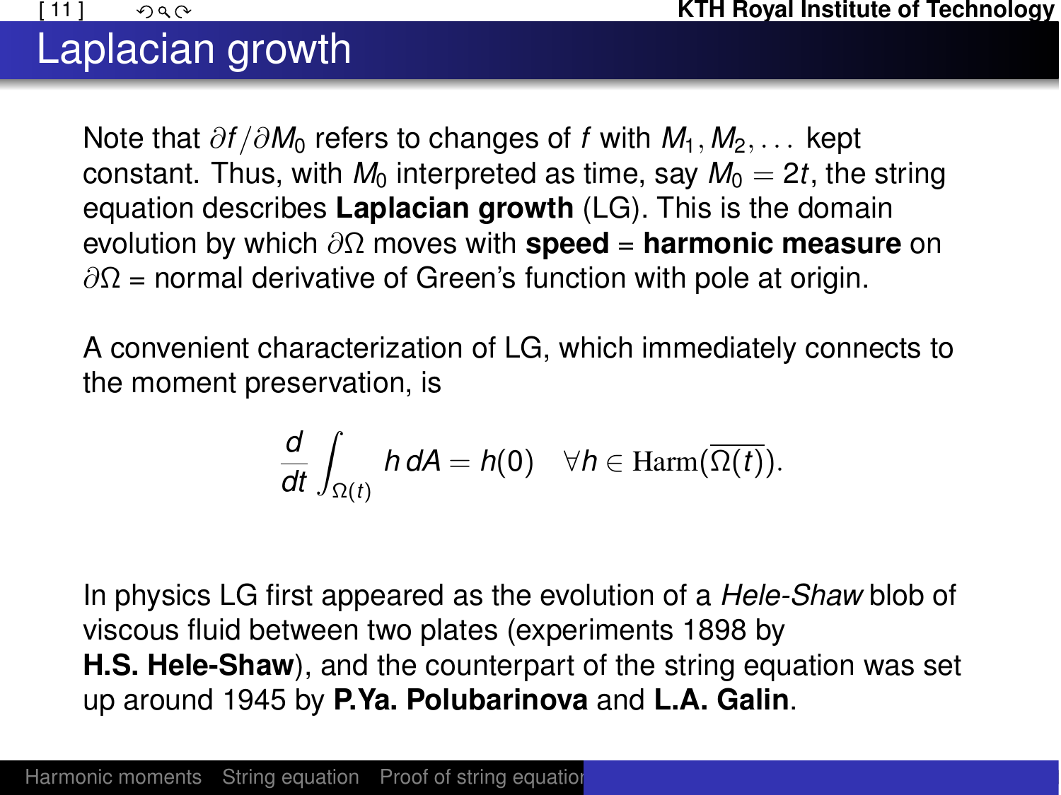# Laplacian growth

Note that $\partial f/\partial M_0$ refers to changes of $f$ with $M_1, M_2, \dots$ kept constant. Thus, with $M_0$ interpreted as time, say $M_0 = 2t$, the string equation describes **Laplacian growth** (LG). This is the domain evolution by which $\partial\Omega$ moves with **speed** = **harmonic measure** on $\partial\Omega$ = normal derivative of Green's function with pole at origin.

A convenient characterization of LG, which immediately connects to the moment preservation, is

$$\frac{d}{dt}\int_{\Omega(t)} h\, dA = h(0) \quad \forall h \in \mathrm{Harm}(\overline{\Omega(t)}).$$

In physics LG first appeared as the evolution of a *Hele-Shaw* blob of viscous fluid between two plates (experiments 1898 by **H.S. Hele-Shaw**), and the counterpart of the string equation was set up around 1945 by **P.Ya. Polubarinova** and **L.A. Galin**.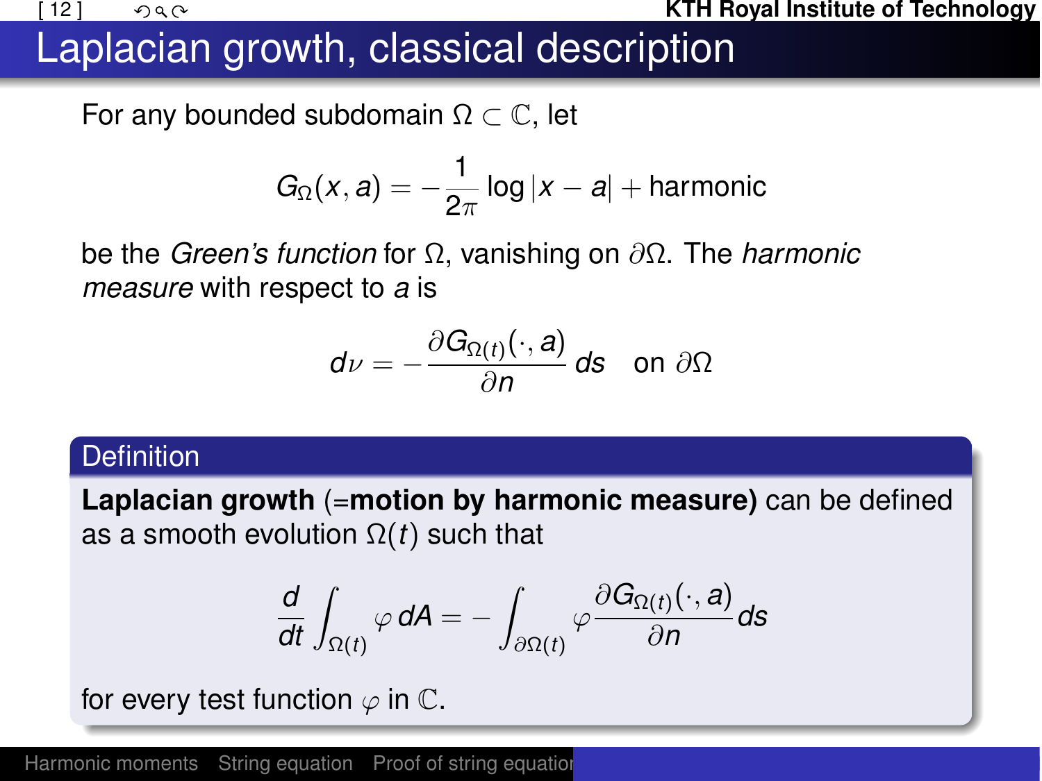# Laplacian growth, classical description

For any bounded subdomain $\Omega \subset \mathbb{C}$, let

$$G_\Omega(x, a) = -\frac{1}{2\pi} \log |x - a| + \text{harmonic}$$

be the *Green's function* for $\Omega$, vanishing on $\partial\Omega$. The *harmonic measure* with respect to $a$ is

$$d\nu = -\frac{\partial G_{\Omega(t)}(\cdot, a)}{\partial n}\, ds \quad \text{on } \partial\Omega$$

### Definition

**Laplacian growth** (=**motion by harmonic measure)** can be defined as a smooth evolution $\Omega(t)$ such that

$$\frac{d}{dt} \int_{\Omega(t)} \varphi\, dA = -\int_{\partial\Omega(t)} \varphi \frac{\partial G_{\Omega(t)}(\cdot, a)}{\partial n} ds$$

for every test function $\varphi$ in $\mathbb{C}$.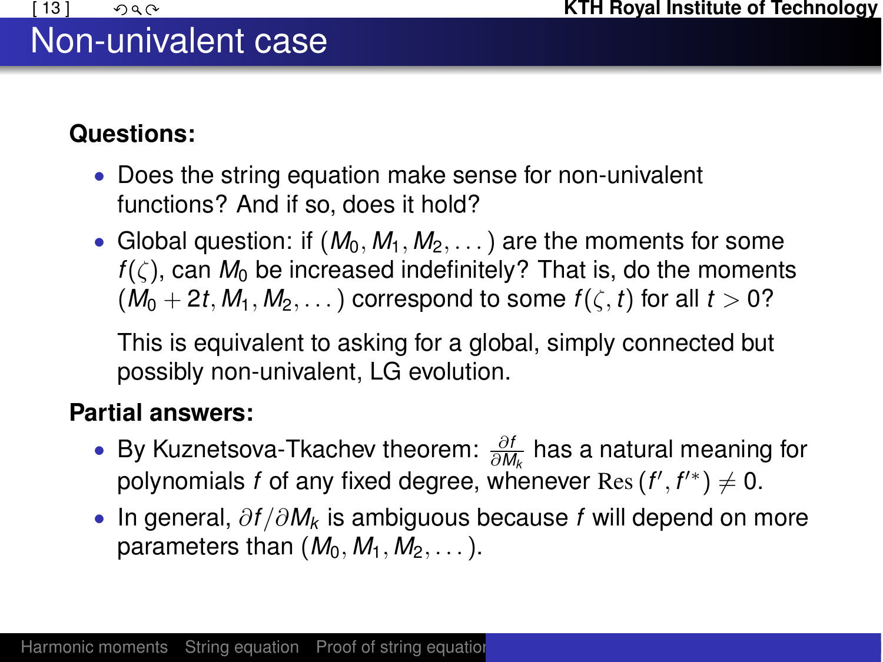# Non-univalent case

**Questions:**

- Does the string equation make sense for non-univalent functions? And if so, does it hold?
- Global question: if $(M_0, M_1, M_2, \dots)$ are the moments for some $f(\zeta)$, can $M_0$ be increased indefinitely? That is, do the moments $(M_0 + 2t, M_1, M_2, \dots)$ correspond to some $f(\zeta, t)$ for all $t > 0$?

  This is equivalent to asking for a global, simply connected but possibly non-univalent, LG evolution.

**Partial answers:**

- By Kuznetsova-Tkachev theorem: $\frac{\partial f}{\partial M_k}$ has a natural meaning for polynomials $f$ of any fixed degree, whenever $\mathrm{Res}\,(f', f'^*) \neq 0$.
- In general, $\partial f / \partial M_k$ is ambiguous because $f$ will depend on more parameters than $(M_0, M_1, M_2, \dots)$.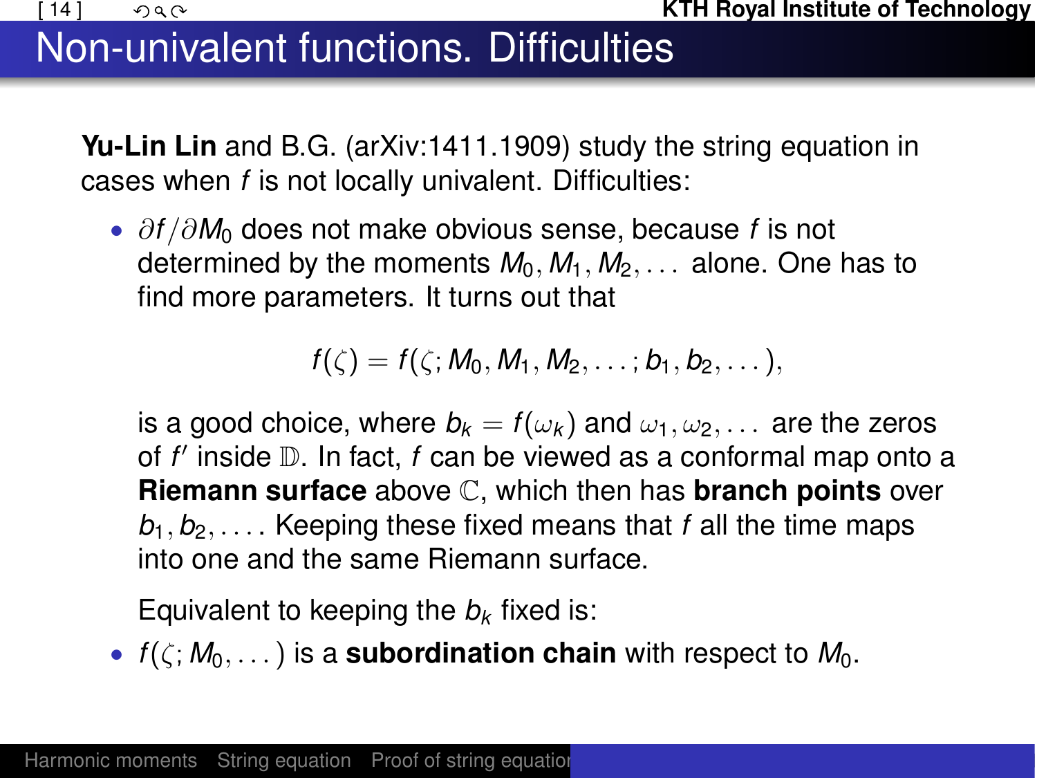# Non-univalent functions. Difficulties

**Yu-Lin Lin** and B.G. (arXiv:1411.1909) study the string equation in cases when $f$ is not locally univalent. Difficulties:

- $\partial f/\partial M_0$ does not make obvious sense, because $f$ is not determined by the moments $M_0, M_1, M_2, \dots$ alone. One has to find more parameters. It turns out that

  $$f(\zeta) = f(\zeta; M_0, M_1, M_2, \dots; b_1, b_2, \dots),$$

  is a good choice, where $b_k = f(\omega_k)$ and $\omega_1, \omega_2, \dots$ are the zeros of $f'$ inside $\mathbb{D}$. In fact, $f$ can be viewed as a conformal map onto a **Riemann surface** above $\mathbb{C}$, which then has **branch points** over $b_1, b_2, \dots$. Keeping these fixed means that $f$ all the time maps into one and the same Riemann surface.

  Equivalent to keeping the $b_k$ fixed is:

- $f(\zeta; M_0, \dots)$ is a **subordination chain** with respect to $M_0$.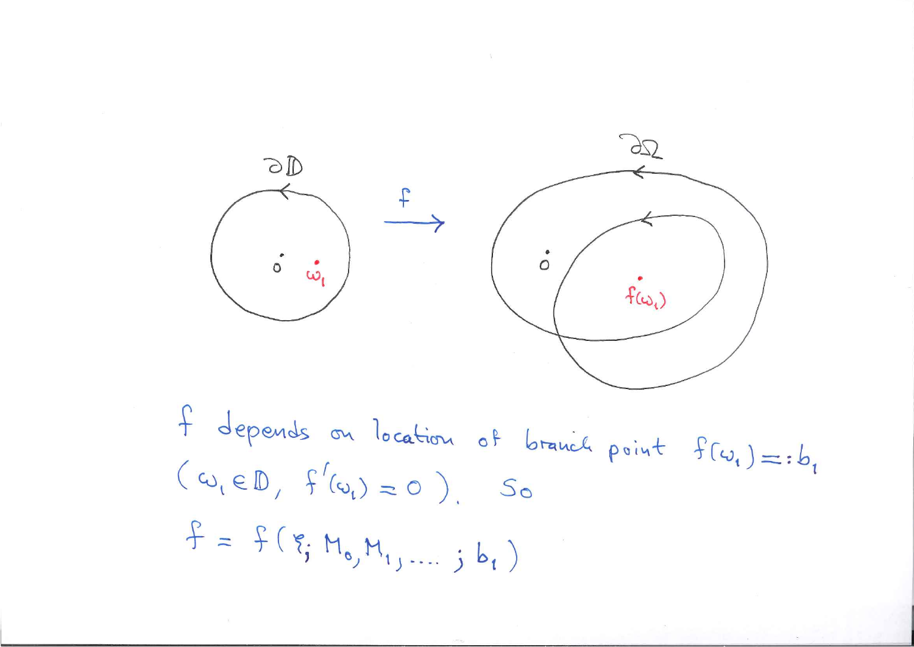$\partial \mathbb{D}$ $\xrightarrow{f}$ $\partial \Omega$

$0$ $\omega_1$ $0$ $f(\omega_1)$

$f$ depends on location of branch point $f(\omega_1) =: b_1$

$(\omega_1 \in \mathbb{D},\ f'(\omega_1) = 0)$. So

$$f = f(\xi;\, M_0, M_1, \ldots;\, b_1)$$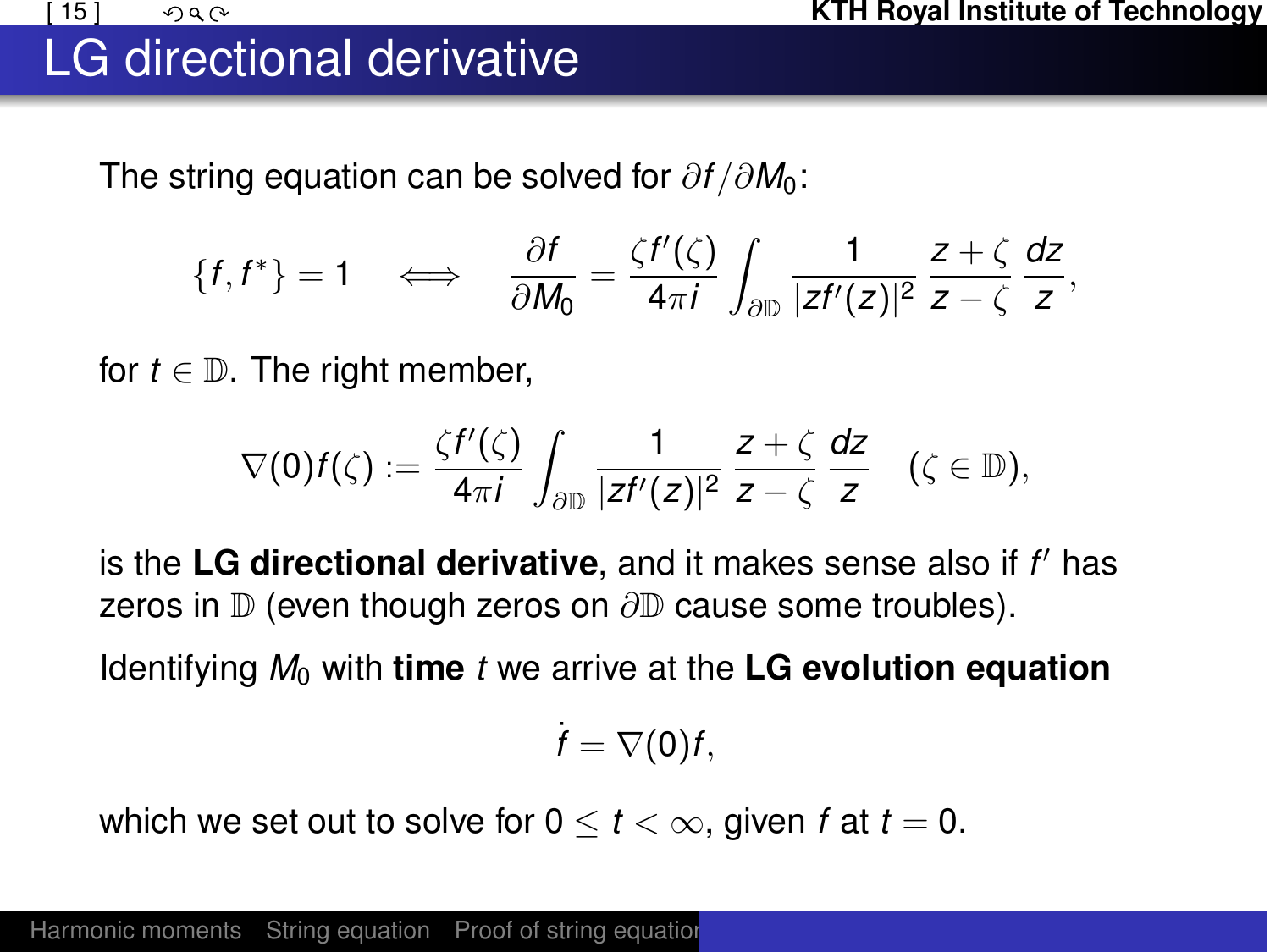# LG directional derivative

The string equation can be solved for $\partial f/\partial M_0$:

$$\{f, f^*\} = 1 \quad \Longleftrightarrow \quad \frac{\partial f}{\partial M_0} = \frac{\zeta f'(\zeta)}{4\pi i} \int_{\partial \mathbb{D}} \frac{1}{|zf'(z)|^2} \frac{z+\zeta}{z-\zeta} \frac{dz}{z},$$

for $t \in \mathbb{D}$. The right member,

$$\nabla(0) f(\zeta) := \frac{\zeta f'(\zeta)}{4\pi i} \int_{\partial \mathbb{D}} \frac{1}{|zf'(z)|^2} \frac{z+\zeta}{z-\zeta} \frac{dz}{z} \quad (\zeta \in \mathbb{D}),$$

is the **LG directional derivative**, and it makes sense also if $f'$ has zeros in $\mathbb{D}$ (even though zeros on $\partial\mathbb{D}$ cause some troubles).

Identifying $M_0$ with **time** $t$ we arrive at the **LG evolution equation**

$$\dot{f} = \nabla(0) f,$$

which we set out to solve for $0 \leq t < \infty$, given $f$ at $t = 0$.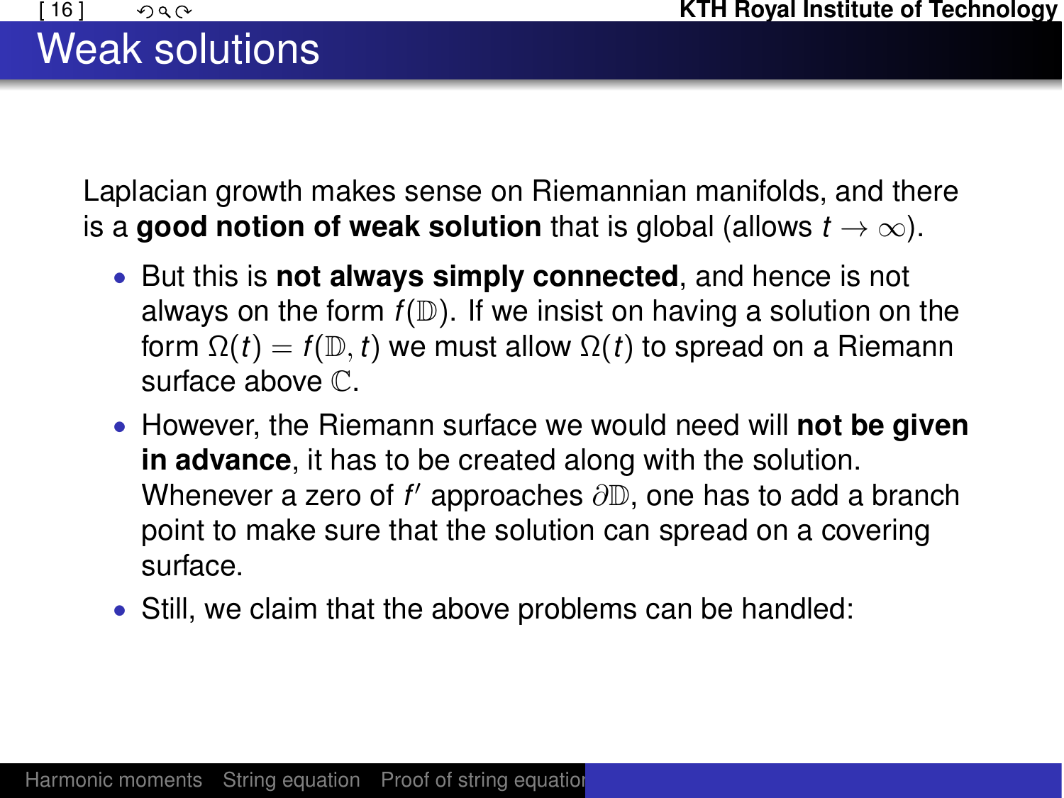# Weak solutions

Laplacian growth makes sense on Riemannian manifolds, and there is a **good notion of weak solution** that is global (allows $t \to \infty$).

- But this is **not always simply connected**, and hence is not always on the form $f(\mathbb{D})$. If we insist on having a solution on the form $\Omega(t) = f(\mathbb{D}, t)$ we must allow $\Omega(t)$ to spread on a Riemann surface above $\mathbb{C}$.
- However, the Riemann surface we would need will **not be given in advance**, it has to be created along with the solution. Whenever a zero of $f'$ approaches $\partial\mathbb{D}$, one has to add a branch point to make sure that the solution can spread on a covering surface.
- Still, we claim that the above problems can be handled: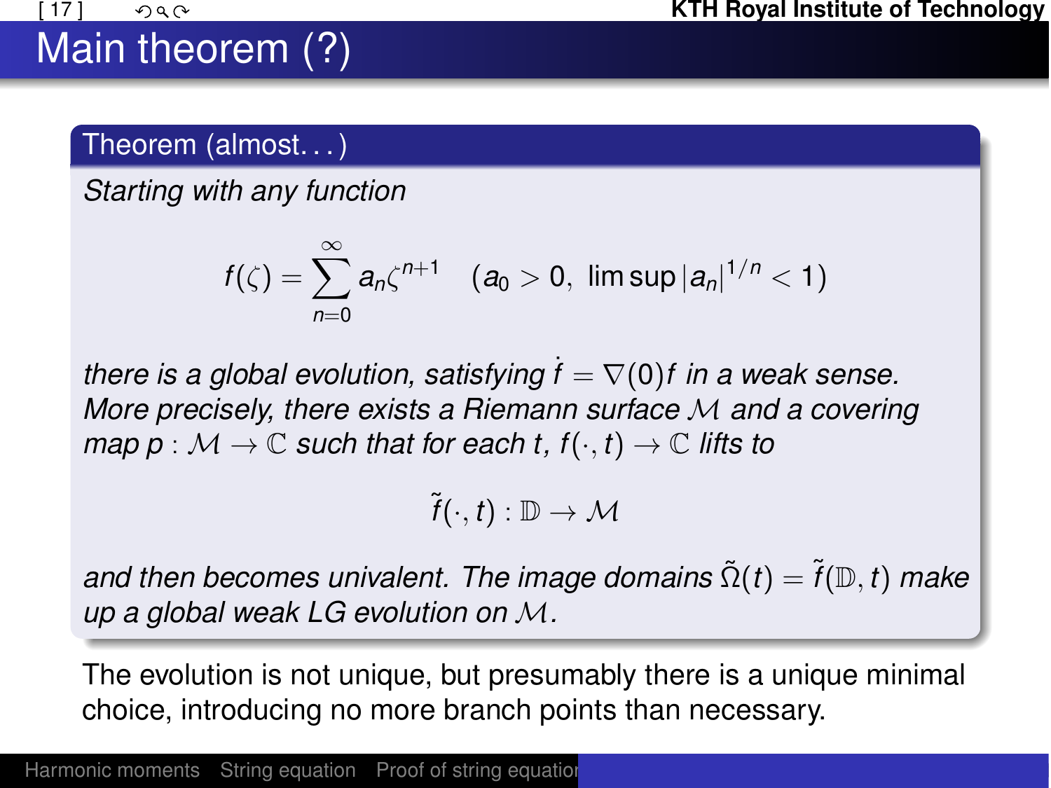# Main theorem (?)

**Theorem (almost. . . )**

*Starting with any function*

$$f(\zeta) = \sum_{n=0}^{\infty} a_n \zeta^{n+1} \quad (a_0 > 0,\ \limsup |a_n|^{1/n} < 1)$$

*there is a global evolution, satisfying $\dot{f} = \nabla(0) f$ in a weak sense. More precisely, there exists a Riemann surface $\mathcal{M}$ and a covering map $p : \mathcal{M} \to \mathbb{C}$ such that for each $t$, $f(\cdot, t) \to \mathbb{C}$ lifts to*

$$\tilde{f}(\cdot, t) : \mathbb{D} \to \mathcal{M}$$

*and then becomes univalent. The image domains $\tilde{\Omega}(t) = \tilde{f}(\mathbb{D}, t)$ make up a global weak LG evolution on $\mathcal{M}$.*

The evolution is not unique, but presumably there is a unique minimal choice, introducing no more branch points than necessary.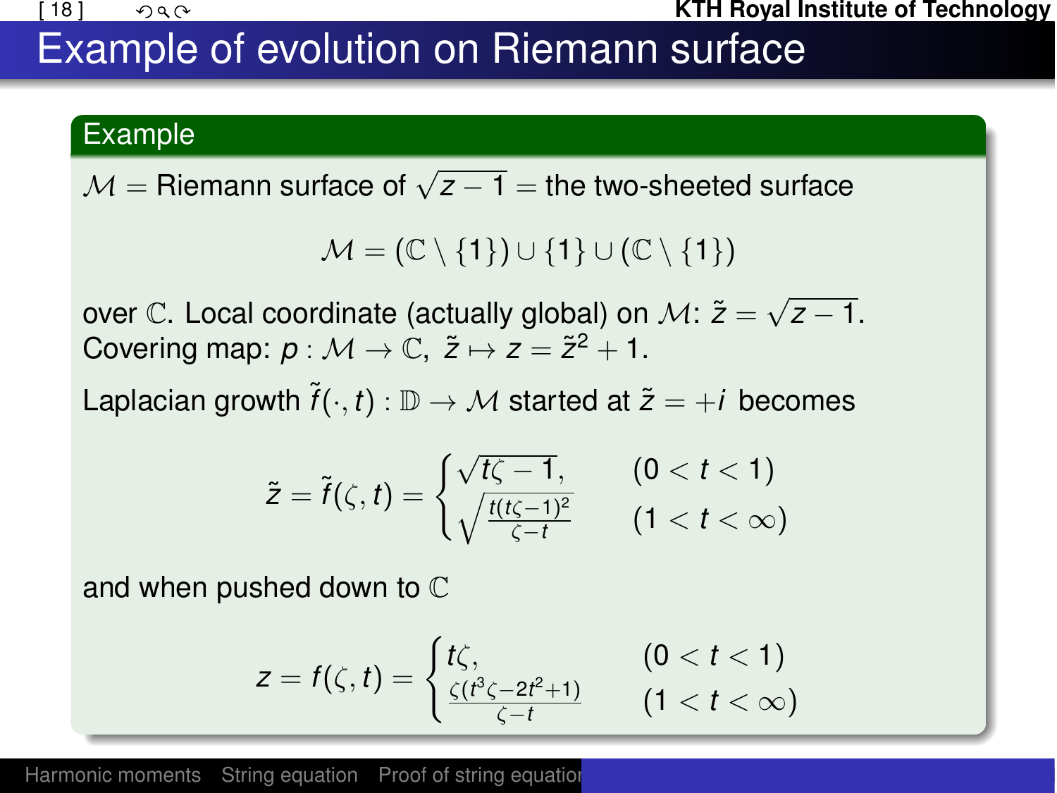## Example of evolution on Riemann surface

**Example**

$\mathcal{M}$ = Riemann surface of $\sqrt{z-1}$ = the two-sheeted surface

$$\mathcal{M} = (\mathbb{C} \setminus \{1\}) \cup \{1\} \cup (\mathbb{C} \setminus \{1\})$$

over $\mathbb{C}$. Local coordinate (actually global) on $\mathcal{M}$: $\tilde{z} = \sqrt{z-1}$.
Covering map: $p : \mathcal{M} \to \mathbb{C}$, $\tilde{z} \mapsto z = \tilde{z}^2 + 1$.

Laplacian growth $\tilde{f}(\cdot, t) : \mathbb{D} \to \mathcal{M}$ started at $\tilde{z} = +i$ becomes

$$\tilde{z} = \tilde{f}(\zeta, t) = \begin{cases} \sqrt{t\zeta - 1}, & (0 < t < 1) \\ \sqrt{\frac{t(t\zeta-1)^2}{\zeta - t}} & (1 < t < \infty) \end{cases}$$

and when pushed down to $\mathbb{C}$

$$z = f(\zeta, t) = \begin{cases} t\zeta, & (0 < t < 1) \\ \frac{\zeta(t^3\zeta - 2t^2 + 1)}{\zeta - t} & (1 < t < \infty) \end{cases}$$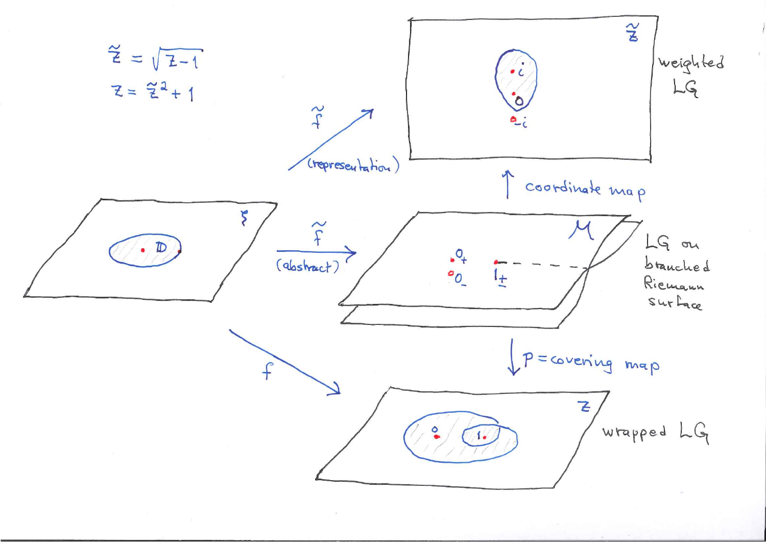$$\tilde{z} = \sqrt{z-1}$$

$$z = \tilde{z}^2 + 1$$

$\tilde{z}$ — $i$, $0$, $-i$ — weighted LG

$\tilde{f}$ (representation)

↑ coordinate map

$\xi$ — $\mathbb{D}$

$\tilde{f}$ (abstract)

$\mathcal{M}$ — $0_+$, $0_-$, $1_\pm$ — LG on branched Riemann surface

↓ $p$ = covering map

$f$

$z$ — $0$, $1$ — wrapped LG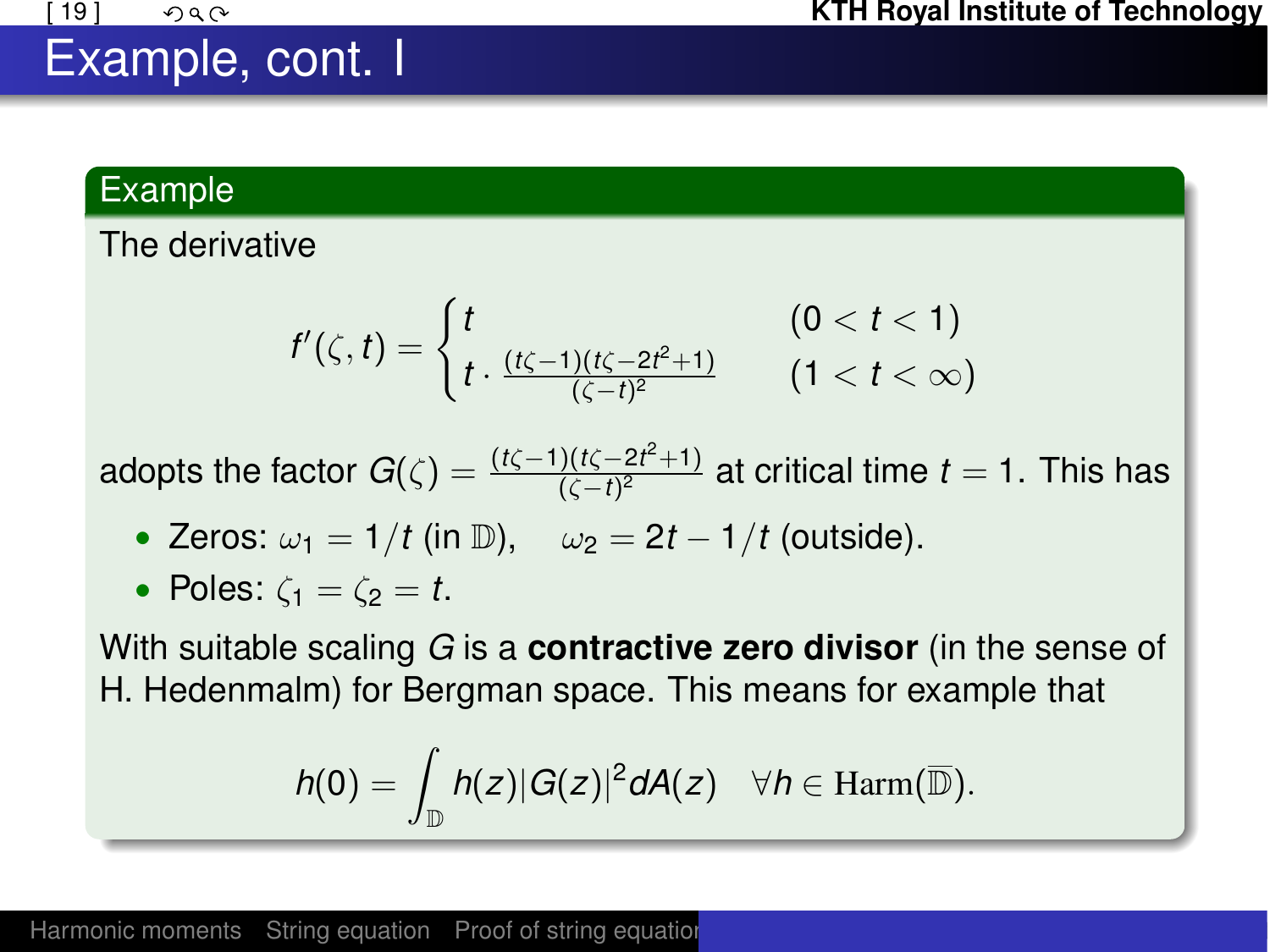# Example, cont. I

**Example**

The derivative

$$f'(\zeta, t) = \begin{cases} t & (0 < t < 1) \\ t \cdot \frac{(t\zeta - 1)(t\zeta - 2t^2 + 1)}{(\zeta - t)^2} & (1 < t < \infty) \end{cases}$$

adopts the factor $G(\zeta) = \frac{(t\zeta - 1)(t\zeta - 2t^2 + 1)}{(\zeta - t)^2}$ at critical time $t = 1$. This has

- Zeros: $\omega_1 = 1/t$ (in $\mathbb{D}$), $\omega_2 = 2t - 1/t$ (outside).
- Poles: $\zeta_1 = \zeta_2 = t$.

With suitable scaling $G$ is a **contractive zero divisor** (in the sense of H. Hedenmalm) for Bergman space. This means for example that

$$h(0) = \int_{\mathbb{D}} h(z) |G(z)|^2 dA(z) \quad \forall h \in \mathrm{Harm}(\overline{\mathbb{D}}).$$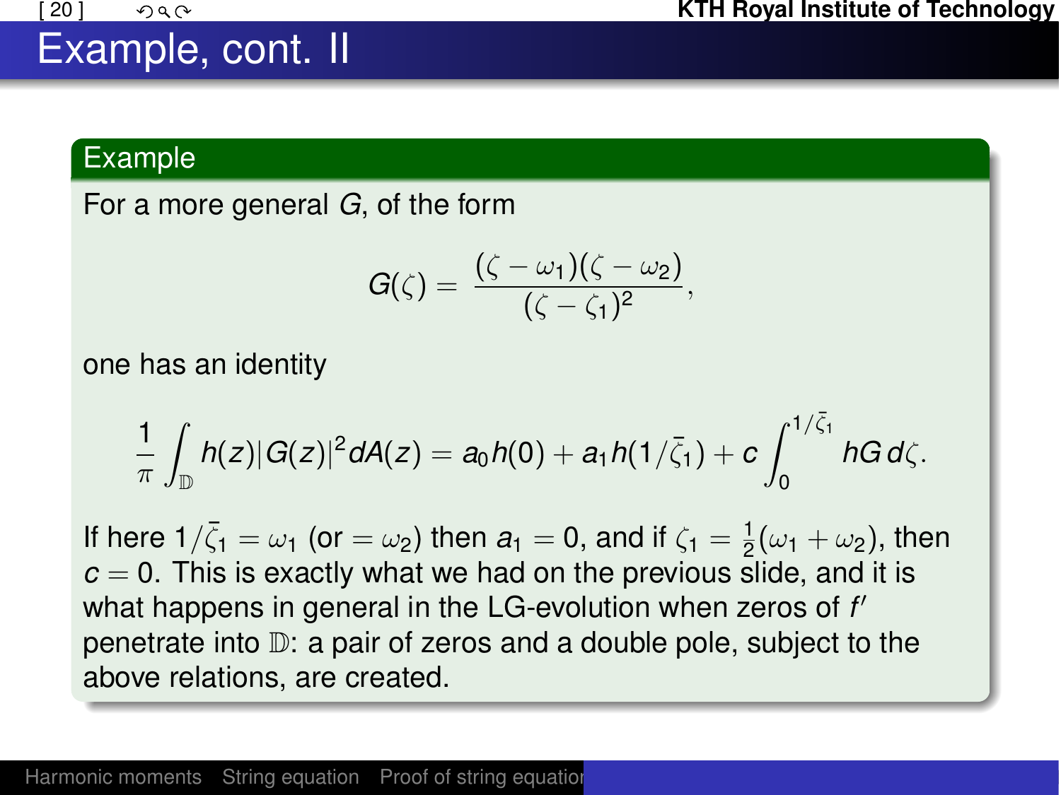# Example, cont. II

## Example

For a more general $G$, of the form

$$G(\zeta) = \frac{(\zeta - \omega_1)(\zeta - \omega_2)}{(\zeta - \zeta_1)^2},$$

one has an identity

$$\frac{1}{\pi} \int_{\mathbb{D}} h(z)|G(z)|^2 dA(z) = a_0 h(0) + a_1 h(1/\bar{\zeta}_1) + c \int_0^{1/\bar{\zeta}_1} hG \, d\zeta.$$

If here $1/\bar{\zeta}_1 = \omega_1$ (or $= \omega_2$) then $a_1 = 0$, and if $\zeta_1 = \frac{1}{2}(\omega_1 + \omega_2)$, then $c = 0$. This is exactly what we had on the previous slide, and it is what happens in general in the LG-evolution when zeros of $f'$ penetrate into $\mathbb{D}$: a pair of zeros and a double pole, subject to the above relations, are created.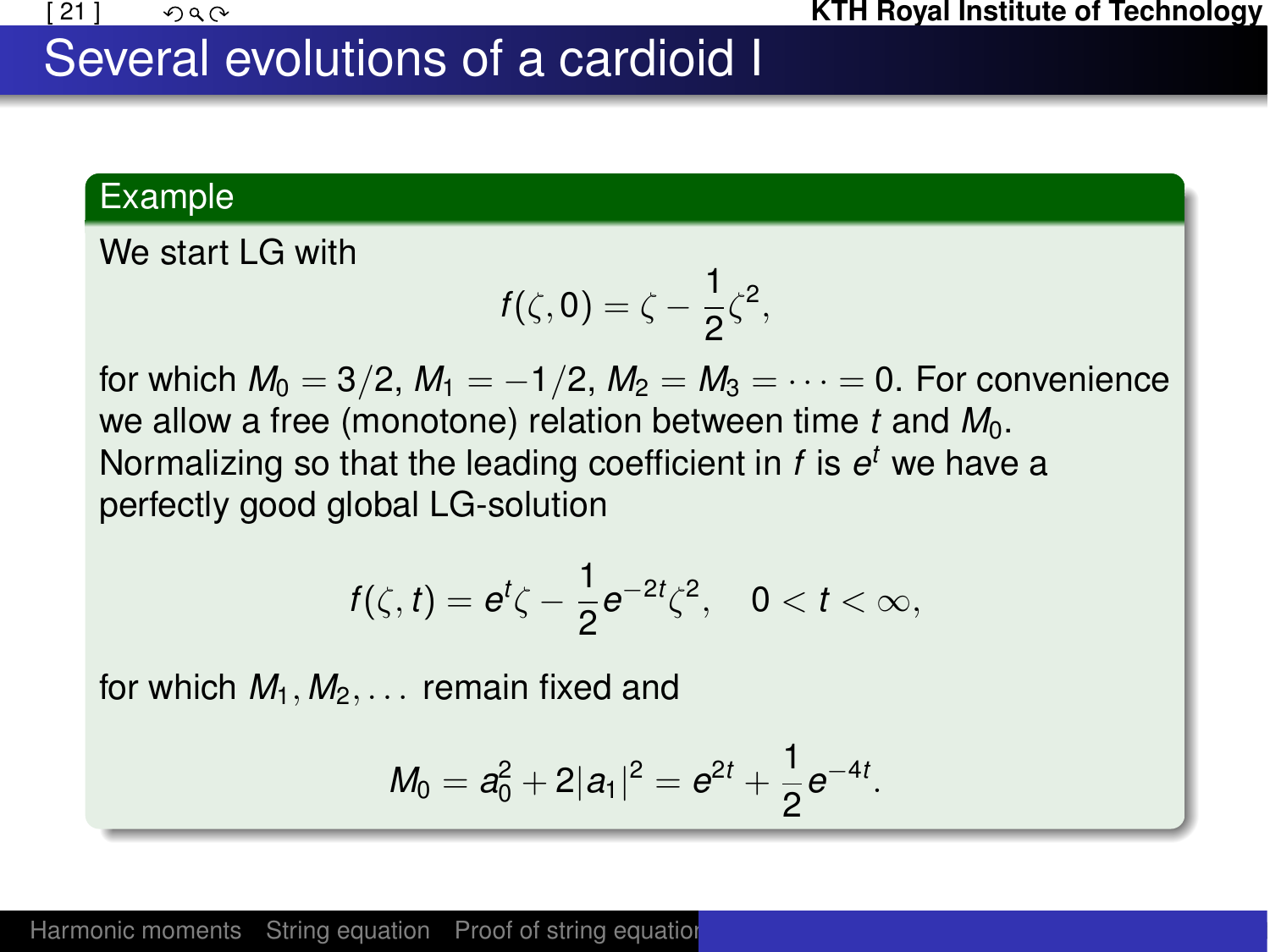# Several evolutions of a cardioid I

**Example**

We start LG with

$$f(\zeta, 0) = \zeta - \frac{1}{2}\zeta^2,$$

for which $M_0 = 3/2$, $M_1 = -1/2$, $M_2 = M_3 = \cdots = 0$. For convenience we allow a free (monotone) relation between time $t$ and $M_0$. Normalizing so that the leading coefficient in $f$ is $e^t$ we have a perfectly good global LG-solution

$$f(\zeta, t) = e^t \zeta - \frac{1}{2} e^{-2t} \zeta^2, \quad 0 < t < \infty,$$

for which $M_1, M_2, \ldots$ remain fixed and

$$M_0 = a_0^2 + 2|a_1|^2 = e^{2t} + \frac{1}{2} e^{-4t}.$$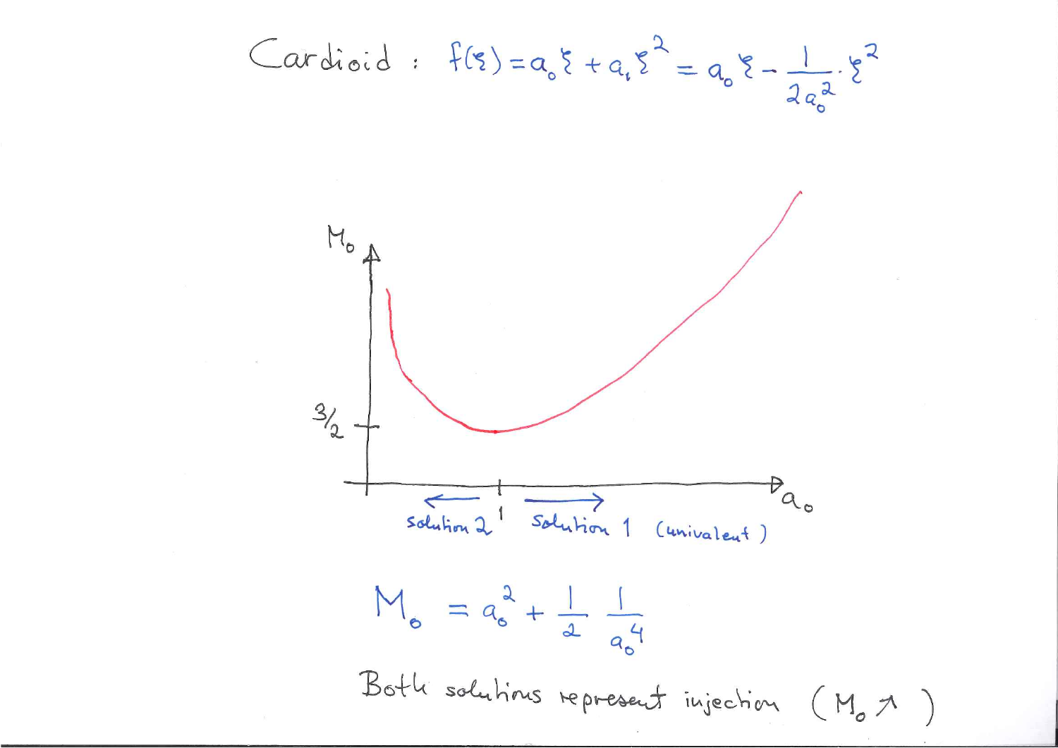Cardioid : $f(\xi) = a_0 \xi + a_1 \xi^2 = a_0 \xi - \frac{1}{2a_0^2} \cdot \xi^2$

$M_0$

$3/2$

$a_0$

$1$

solution 2 ← → solution 1 (univalent)

$$M_0 = a_0^2 + \frac{1}{2} \frac{1}{a_0^4}$$

Both solutions represent injection ($M_0 \nearrow$)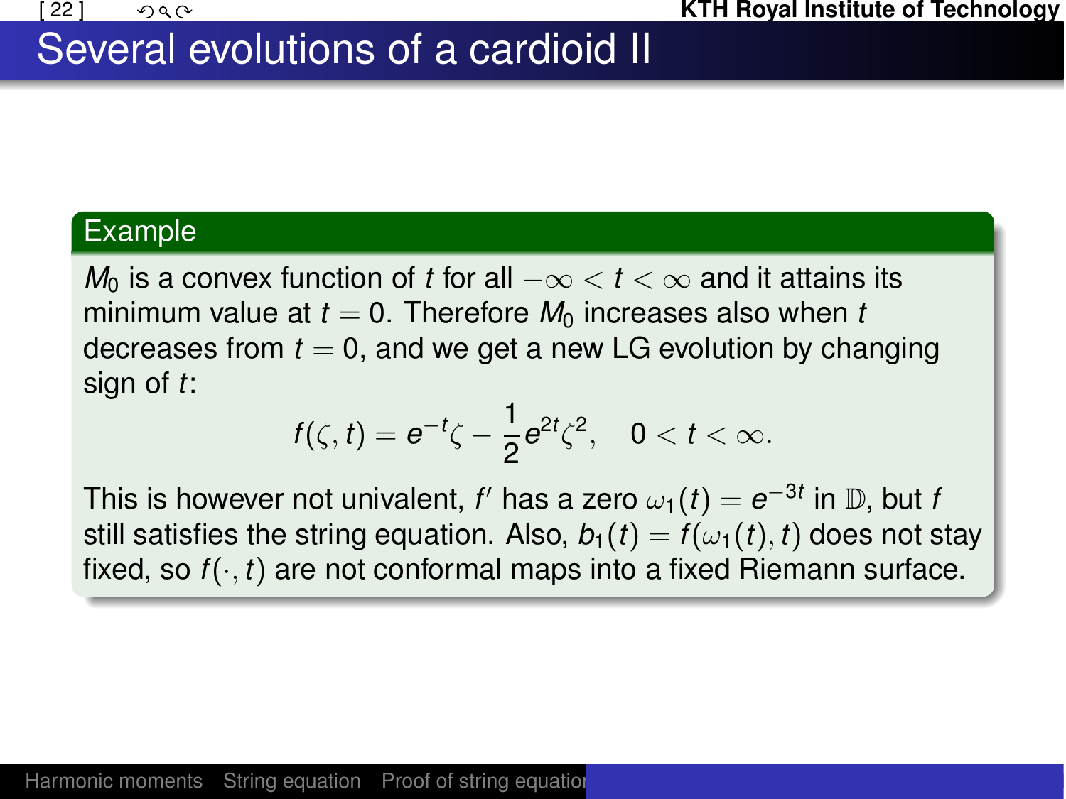# Several evolutions of a cardioid II

**Example**

$M_0$ is a convex function of $t$ for all $-\infty < t < \infty$ and it attains its minimum value at $t = 0$. Therefore $M_0$ increases also when $t$ decreases from $t = 0$, and we get a new LG evolution by changing sign of $t$:

$$f(\zeta, t) = e^{-t}\zeta - \frac{1}{2}e^{2t}\zeta^2, \quad 0 < t < \infty.$$

This is however not univalent, $f'$ has a zero $\omega_1(t) = e^{-3t}$ in $\mathbb{D}$, but $f$ still satisfies the string equation. Also, $b_1(t) = f(\omega_1(t), t)$ does not stay fixed, so $f(\cdot, t)$ are not conformal maps into a fixed Riemann surface.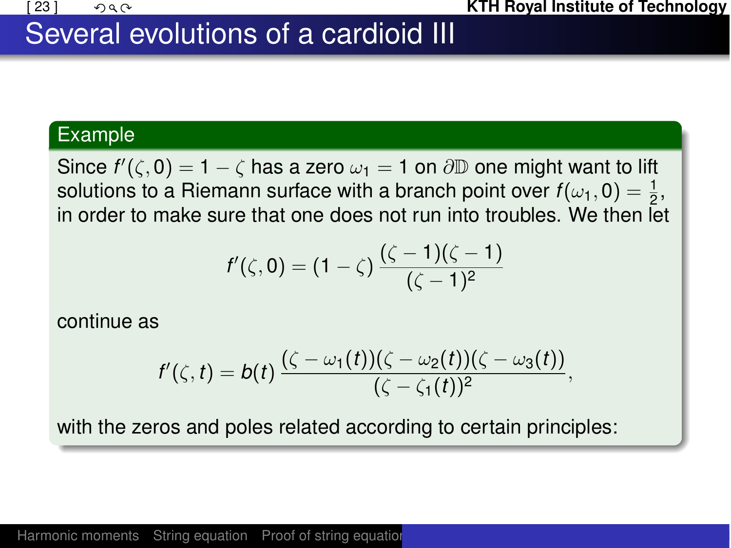# Several evolutions of a cardioid III

**Example**

Since $f'(\zeta, 0) = 1 - \zeta$ has a zero $\omega_1 = 1$ on $\partial\mathbb{D}$ one might want to lift solutions to a Riemann surface with a branch point over $f(\omega_1, 0) = \frac{1}{2}$, in order to make sure that one does not run into troubles. We then let

$$f'(\zeta, 0) = (1 - \zeta)\,\frac{(\zeta - 1)(\zeta - 1)}{(\zeta - 1)^2}$$

continue as

$$f'(\zeta, t) = b(t)\,\frac{(\zeta - \omega_1(t))(\zeta - \omega_2(t))(\zeta - \omega_3(t))}{(\zeta - \zeta_1(t))^2},$$

with the zeros and poles related according to certain principles: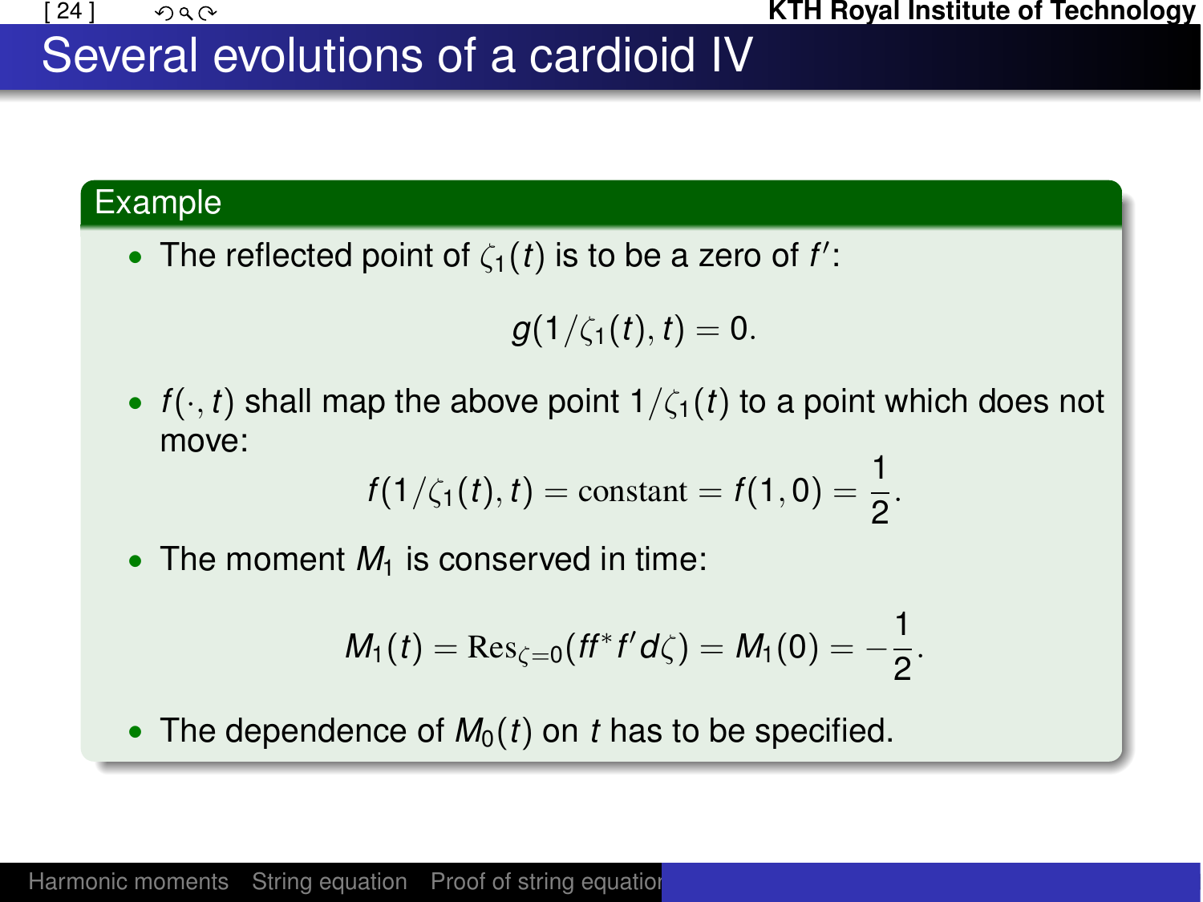# Several evolutions of a cardioid IV

**Example**

- The reflected point of $\zeta_1(t)$ is to be a zero of $f'$:

$$g(1/\zeta_1(t), t) = 0.$$

- $f(\cdot, t)$ shall map the above point $1/\zeta_1(t)$ to a point which does not move:

$$f(1/\zeta_1(t), t) = \text{constant} = f(1, 0) = \frac{1}{2}.$$

- The moment $M_1$ is conserved in time:

$$M_1(t) = \mathrm{Res}_{\zeta=0}(ff^* f' d\zeta) = M_1(0) = -\frac{1}{2}.$$

- The dependence of $M_0(t)$ on $t$ has to be specified.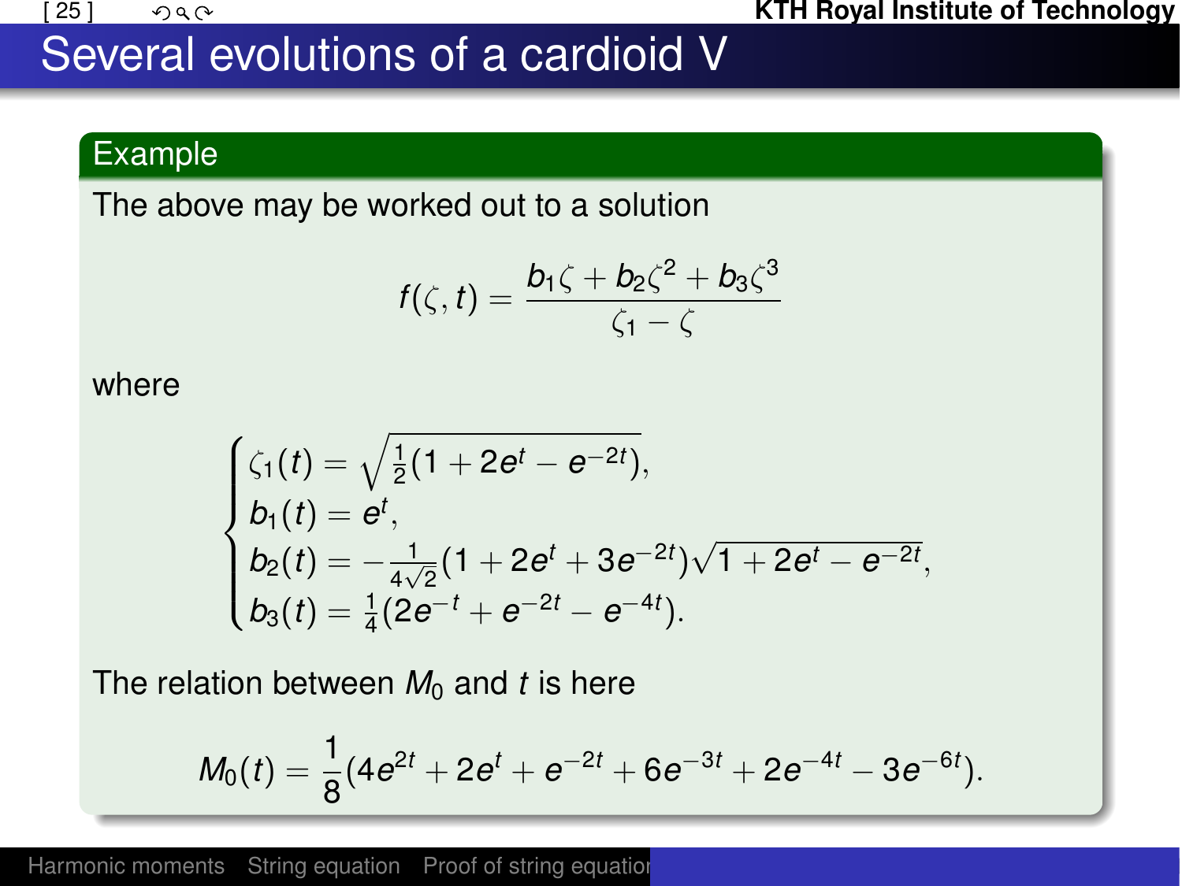# Several evolutions of a cardioid V

**Example**

The above may be worked out to a solution

$$f(\zeta, t) = \frac{b_1\zeta + b_2\zeta^2 + b_3\zeta^3}{\zeta_1 - \zeta}$$

where

$$\begin{cases} \zeta_1(t) = \sqrt{\frac{1}{2}(1 + 2e^t - e^{-2t})}, \\ b_1(t) = e^t, \\ b_2(t) = -\frac{1}{4\sqrt{2}}(1 + 2e^t + 3e^{-2t})\sqrt{1 + 2e^t - e^{-2t}}, \\ b_3(t) = \frac{1}{4}(2e^{-t} + e^{-2t} - e^{-4t}). \end{cases}$$

The relation between $M_0$ and $t$ is here

$$M_0(t) = \frac{1}{8}(4e^{2t} + 2e^t + e^{-2t} + 6e^{-3t} + 2e^{-4t} - 3e^{-6t}).$$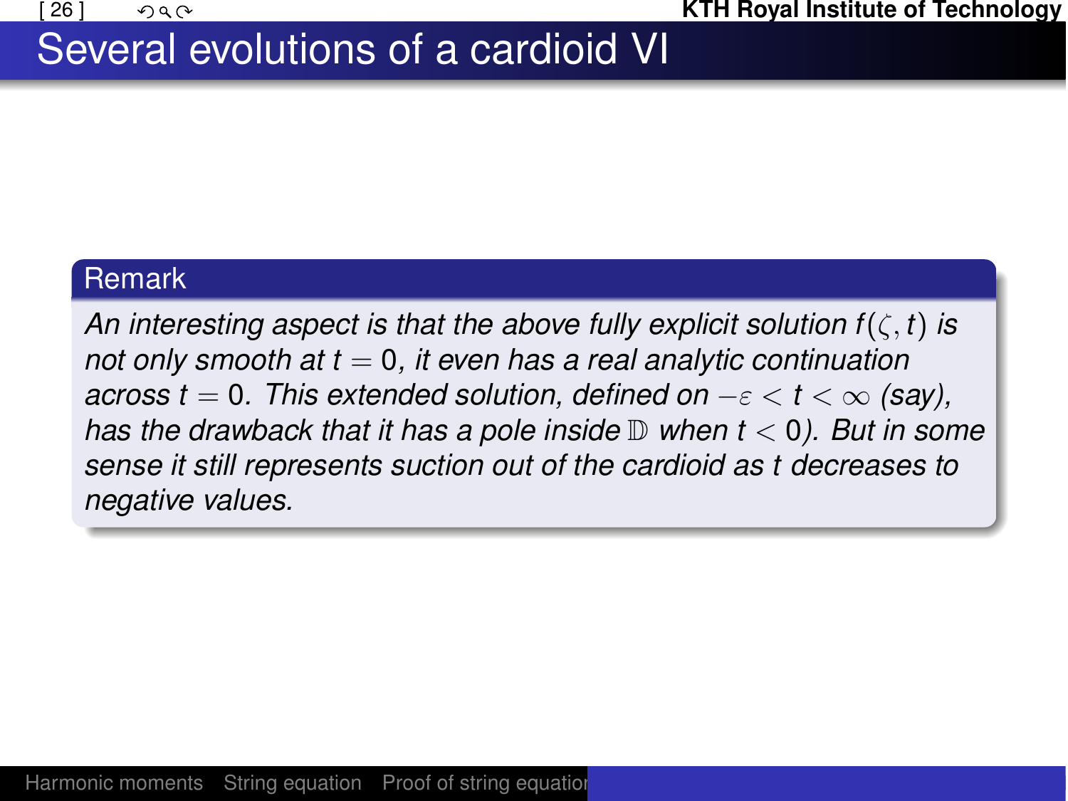# Several evolutions of a cardioid VI

**Remark**

*An interesting aspect is that the above fully explicit solution $f(\zeta, t)$ is not only smooth at $t = 0$, it even has a real analytic continuation across $t = 0$. This extended solution, defined on $-\varepsilon < t < \infty$ (say), has the drawback that it has a pole inside $\mathbb{D}$ when $t < 0$). But in some sense it still represents suction out of the cardioid as $t$ decreases to negative values.*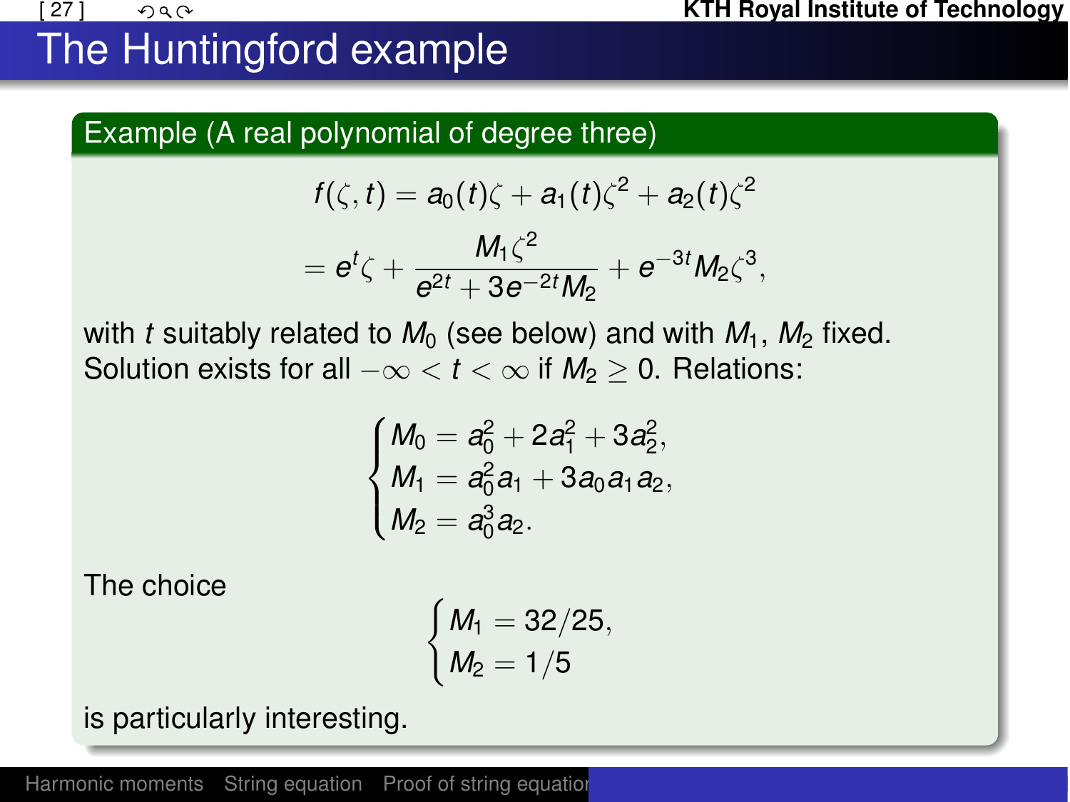# The Huntingford example

**Example (A real polynomial of degree three)**

$$f(\zeta, t) = a_0(t)\zeta + a_1(t)\zeta^2 + a_2(t)\zeta^2$$

$$= e^t\zeta + \frac{M_1\zeta^2}{e^{2t} + 3e^{-2t}M_2} + e^{-3t}M_2\zeta^3,$$

with $t$ suitably related to $M_0$ (see below) and with $M_1$, $M_2$ fixed. Solution exists for all $-\infty < t < \infty$ if $M_2 \geq 0$. Relations:

$$\begin{cases} M_0 = a_0^2 + 2a_1^2 + 3a_2^2, \\ M_1 = a_0^2 a_1 + 3a_0 a_1 a_2, \\ M_2 = a_0^3 a_2. \end{cases}$$

The choice

$$\begin{cases} M_1 = 32/25, \\ M_2 = 1/5 \end{cases}$$

is particularly interesting.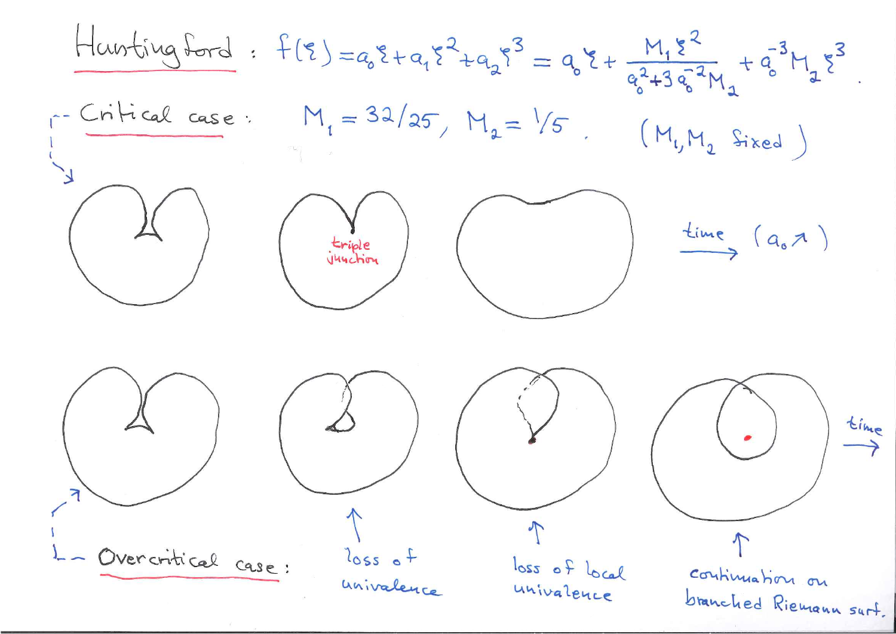Hunting ford : $f(\zeta) = a_0\zeta + a_1\zeta^2 + a_2\zeta^3 = a_0\zeta + \dfrac{M_1\zeta^2}{a_0^2 + 3a_0^{-2}M_2} + a_0^{-3}M_2\zeta^3$.

Critical case: $M_1 = 32/25$, $M_2 = 1/5$. ($M_1, M_2$ fixed)

triple junction

time ($a_0 \nearrow$)

time

Overcritical case:

loss of univalence

loss of local univalence

continuation on branched Riemann surf.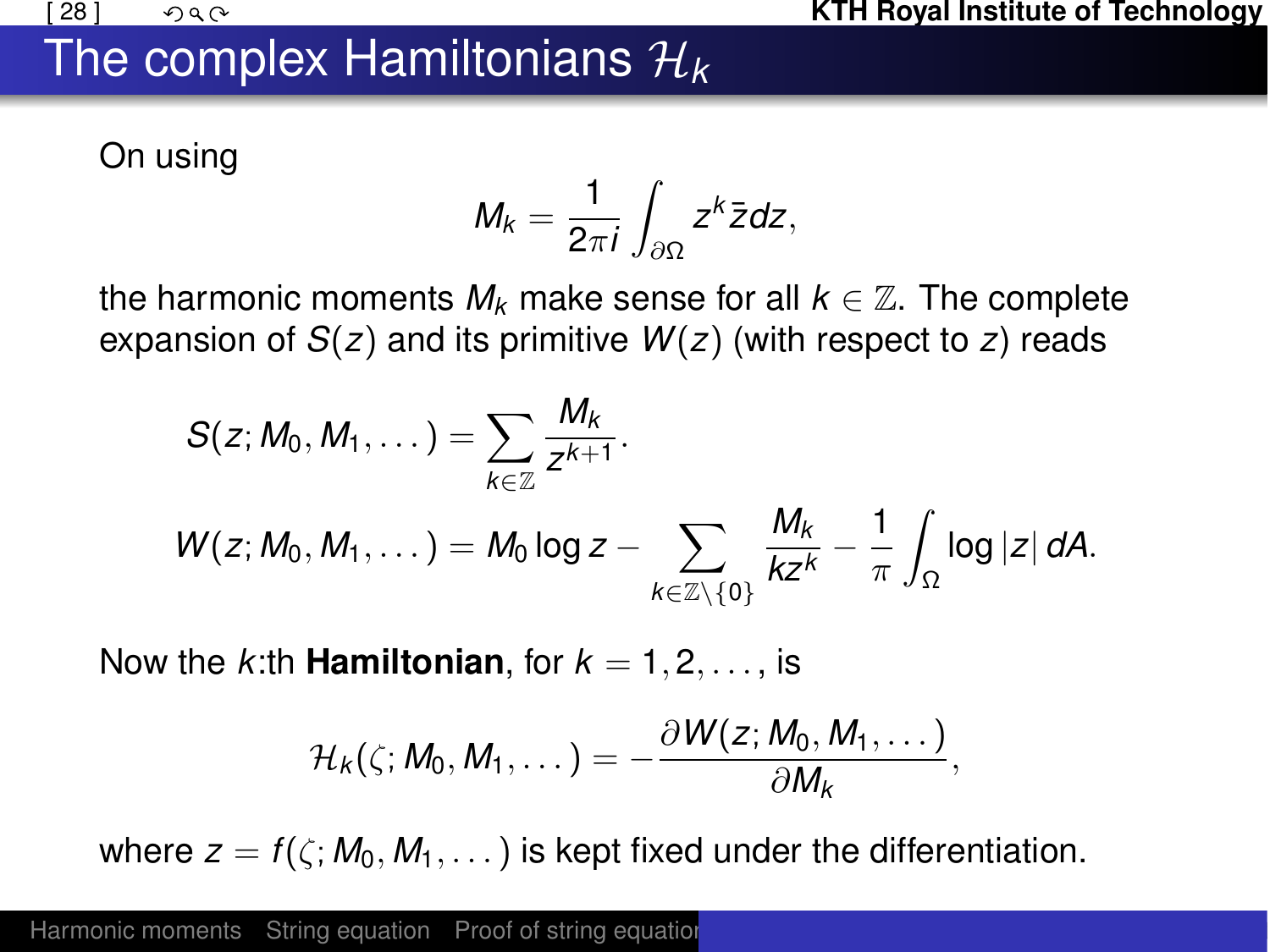# The complex Hamiltonians $\mathcal{H}_k$

On using

$$M_k = \frac{1}{2\pi i} \int_{\partial\Omega} z^k \bar{z} dz,$$

the harmonic moments $M_k$ make sense for all $k \in \mathbb{Z}$. The complete expansion of $S(z)$ and its primitive $W(z)$ (with respect to $z$) reads

$$S(z; M_0, M_1, \dots) = \sum_{k\in\mathbb{Z}} \frac{M_k}{z^{k+1}}.$$

$$W(z; M_0, M_1, \dots) = M_0 \log z - \sum_{k\in\mathbb{Z}\setminus\{0\}} \frac{M_k}{kz^k} - \frac{1}{\pi} \int_\Omega \log|z|\, dA.$$

Now the $k$:th **Hamiltonian**, for $k = 1, 2, \dots,$ is

$$\mathcal{H}_k(\zeta; M_0, M_1, \dots) = -\frac{\partial W(z; M_0, M_1, \dots)}{\partial M_k},$$

where $z = f(\zeta; M_0, M_1, \dots)$ is kept fixed under the differentiation.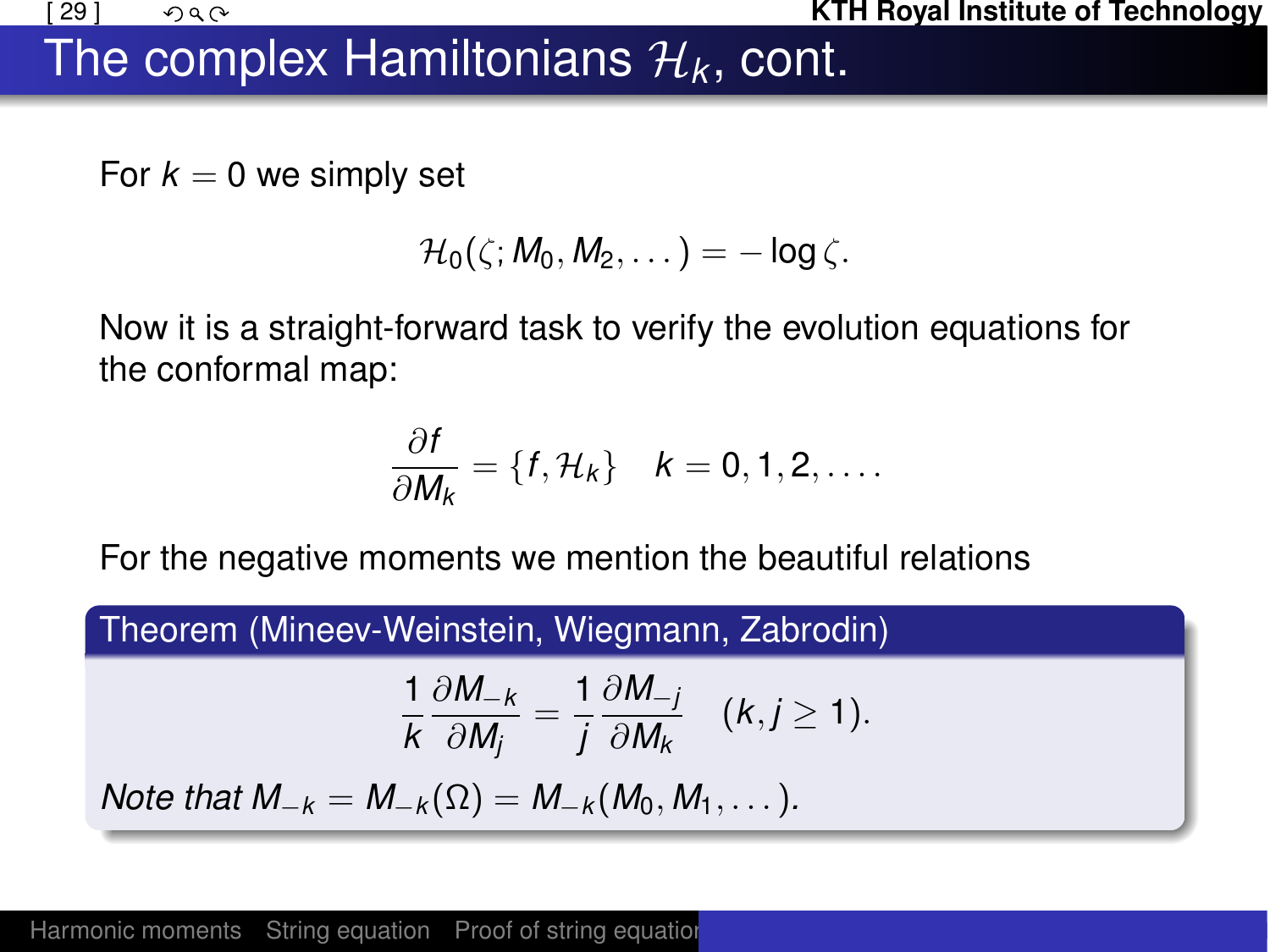# The complex Hamiltonians $\mathcal{H}_k$, cont.

For $k = 0$ we simply set

$$\mathcal{H}_0(\zeta; M_0, M_2, \dots) = -\log \zeta.$$

Now it is a straight-forward task to verify the evolution equations for the conformal map:

$$\frac{\partial f}{\partial M_k} = \{f, \mathcal{H}_k\} \quad k = 0, 1, 2, \dots .$$

For the negative moments we mention the beautiful relations

**Theorem (Mineev-Weinstein, Wiegmann, Zabrodin)**

$$\frac{1}{k}\frac{\partial M_{-k}}{\partial M_j} = \frac{1}{j}\frac{\partial M_{-j}}{\partial M_k} \quad (k, j \geq 1).$$

*Note that $M_{-k} = M_{-k}(\Omega) = M_{-k}(M_0, M_1, \dots)$.*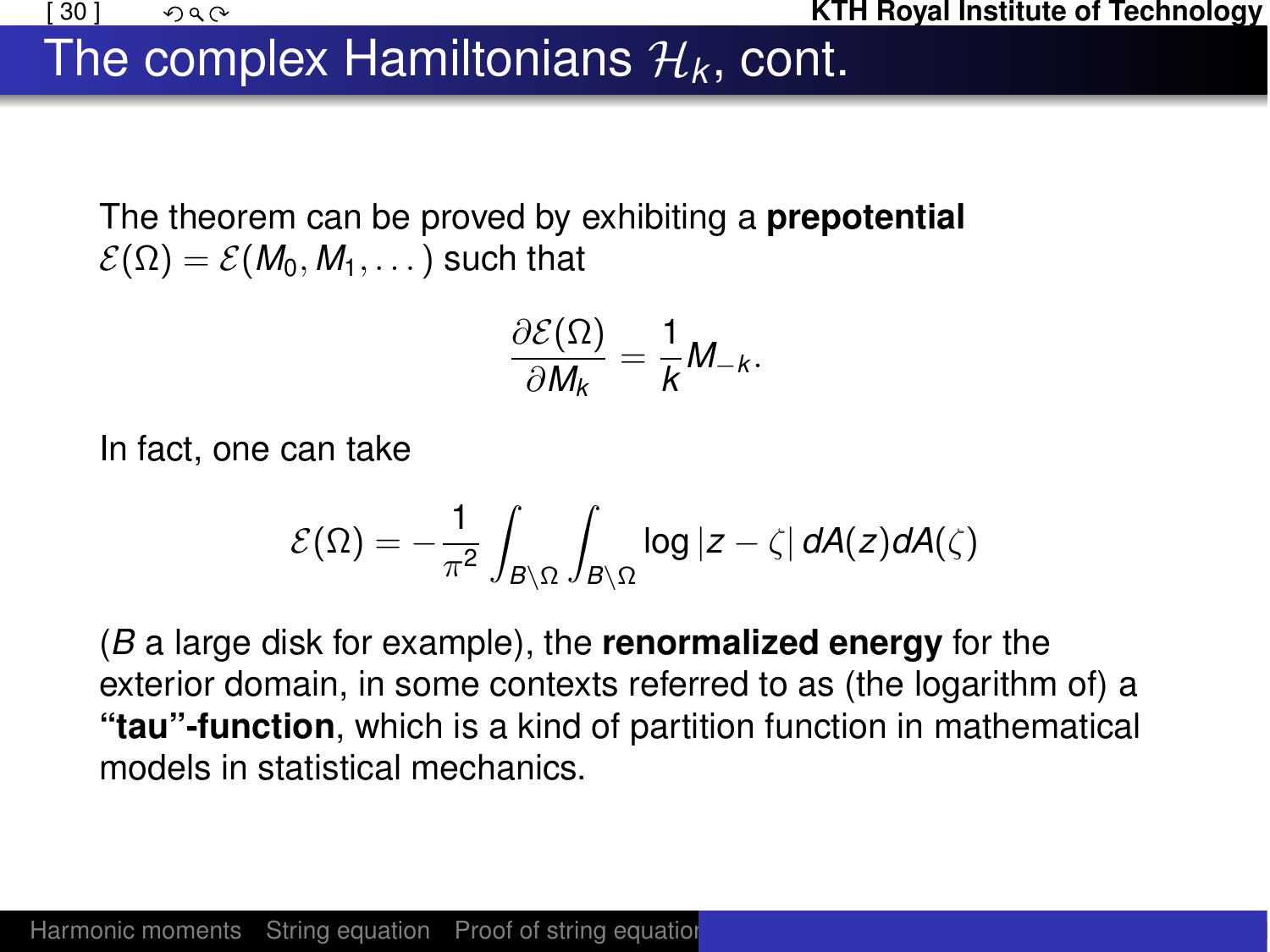# The complex Hamiltonians $\mathcal{H}_k$, cont.

The theorem can be proved by exhibiting a **prepotential** $\mathcal{E}(\Omega) = \mathcal{E}(M_0, M_1, \dots)$ such that

$$\frac{\partial \mathcal{E}(\Omega)}{\partial M_k} = \frac{1}{k} M_{-k}.$$

In fact, one can take

$$\mathcal{E}(\Omega) = -\frac{1}{\pi^2} \int_{B \setminus \Omega} \int_{B \setminus \Omega} \log |z - \zeta| \, dA(z) dA(\zeta)$$

($B$ a large disk for example), the **renormalized energy** for the exterior domain, in some contexts referred to as (the logarithm of) a **"tau"-function**, which is a kind of partition function in mathematical models in statistical mechanics.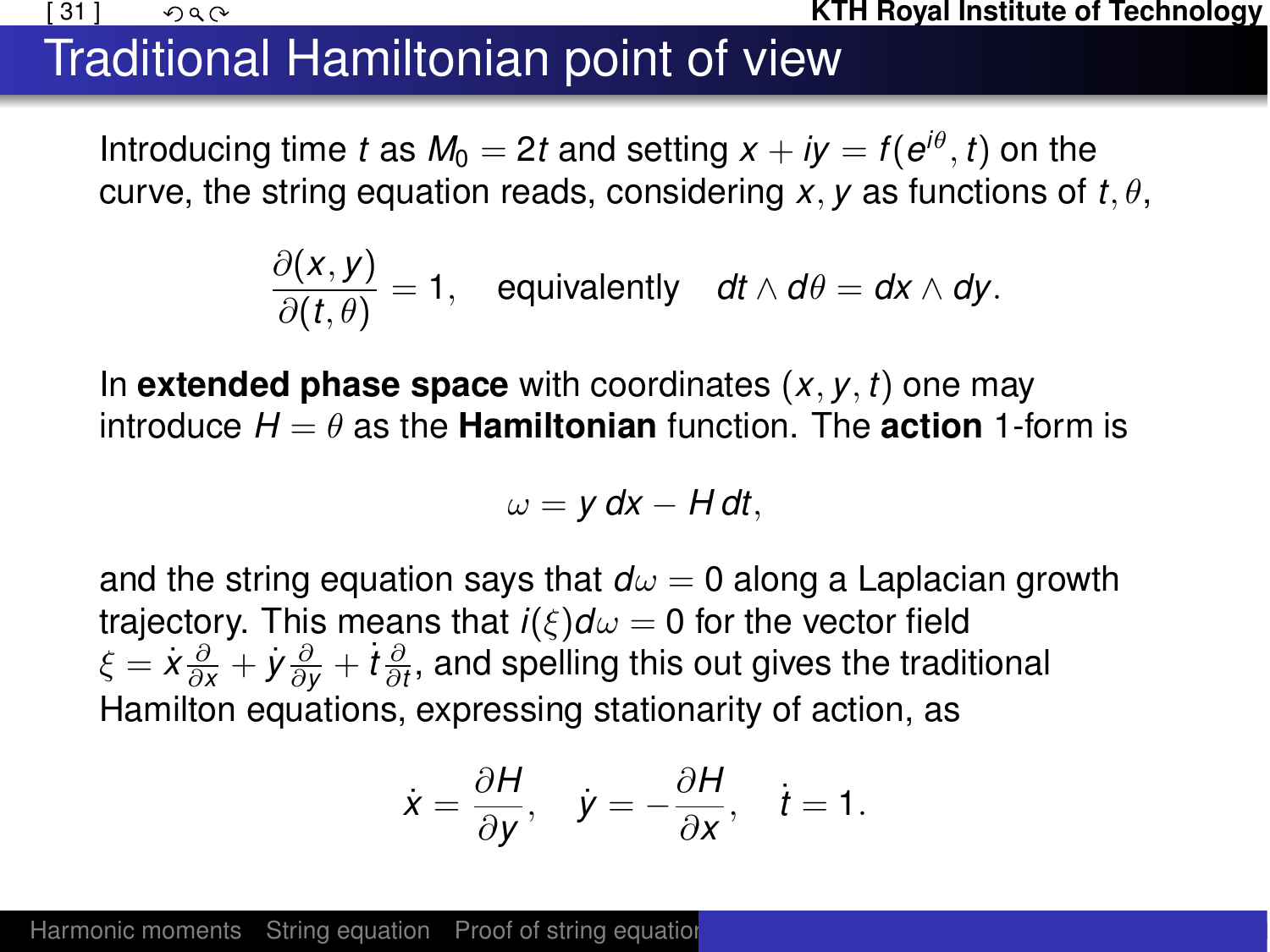# Traditional Hamiltonian point of view

Introducing time $t$ as $M_0 = 2t$ and setting $x + iy = f(e^{i\theta}, t)$ on the curve, the string equation reads, considering $x, y$ as functions of $t, \theta$,

$$\frac{\partial(x, y)}{\partial(t, \theta)} = 1, \quad \text{equivalently} \quad dt \wedge d\theta = dx \wedge dy.$$

In **extended phase space** with coordinates $(x, y, t)$ one may introduce $H = \theta$ as the **Hamiltonian** function. The **action** 1-form is

$$\omega = y\,dx - H\,dt,$$

and the string equation says that $d\omega = 0$ along a Laplacian growth trajectory. This means that $i(\xi)d\omega = 0$ for the vector field $\xi = \dot{x}\frac{\partial}{\partial x} + \dot{y}\frac{\partial}{\partial y} + \dot{t}\frac{\partial}{\partial t}$, and spelling this out gives the traditional Hamilton equations, expressing stationarity of action, as

$$\dot{x} = \frac{\partial H}{\partial y}, \quad \dot{y} = -\frac{\partial H}{\partial x}, \quad \dot{t} = 1.$$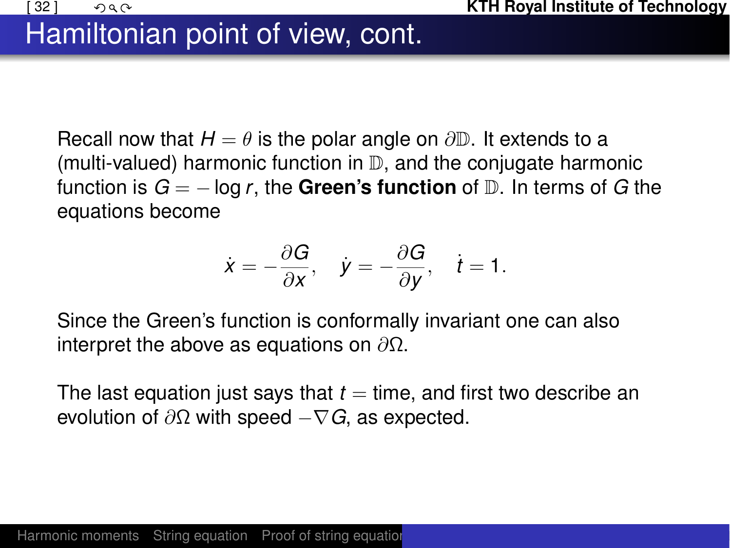# Hamiltonian point of view, cont.

Recall now that $H = \theta$ is the polar angle on $\partial\mathbb{D}$. It extends to a (multi-valued) harmonic function in $\mathbb{D}$, and the conjugate harmonic function is $G = -\log r$, the **Green's function** of $\mathbb{D}$. In terms of $G$ the equations become

$$\dot{x} = -\frac{\partial G}{\partial x}, \quad \dot{y} = -\frac{\partial G}{\partial y}, \quad \dot{t} = 1.$$

Since the Green's function is conformally invariant one can also interpret the above as equations on $\partial\Omega$.

The last equation just says that $t =$ time, and first two describe an evolution of $\partial\Omega$ with speed $-\nabla G$, as expected.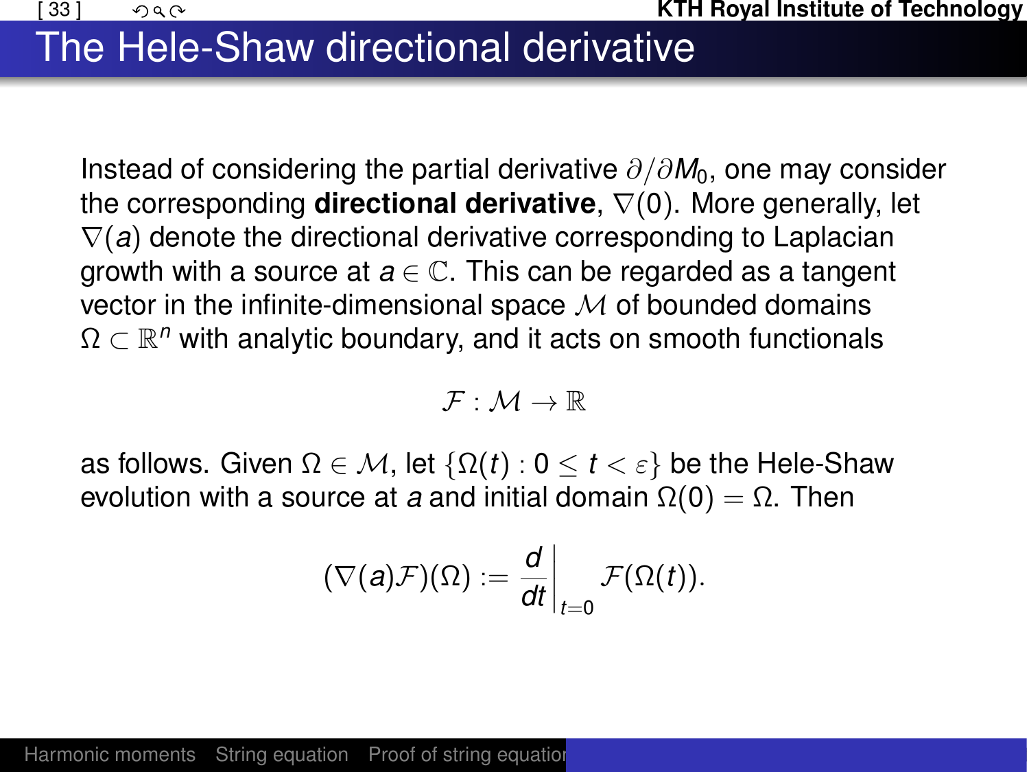# The Hele-Shaw directional derivative

Instead of considering the partial derivative $\partial/\partial M_0$, one may consider the corresponding **directional derivative**, $\nabla(0)$. More generally, let $\nabla(a)$ denote the directional derivative corresponding to Laplacian growth with a source at $a \in \mathbb{C}$. This can be regarded as a tangent vector in the infinite-dimensional space $\mathcal{M}$ of bounded domains $\Omega \subset \mathbb{R}^n$ with analytic boundary, and it acts on smooth functionals

$$\mathcal{F} : \mathcal{M} \to \mathbb{R}$$

as follows. Given $\Omega \in \mathcal{M}$, let $\{\Omega(t) : 0 \leq t < \varepsilon\}$ be the Hele-Shaw evolution with a source at $a$ and initial domain $\Omega(0) = \Omega$. Then

$$(\nabla(a)\mathcal{F})(\Omega) := \frac{d}{dt}\bigg|_{t=0} \mathcal{F}(\Omega(t)).$$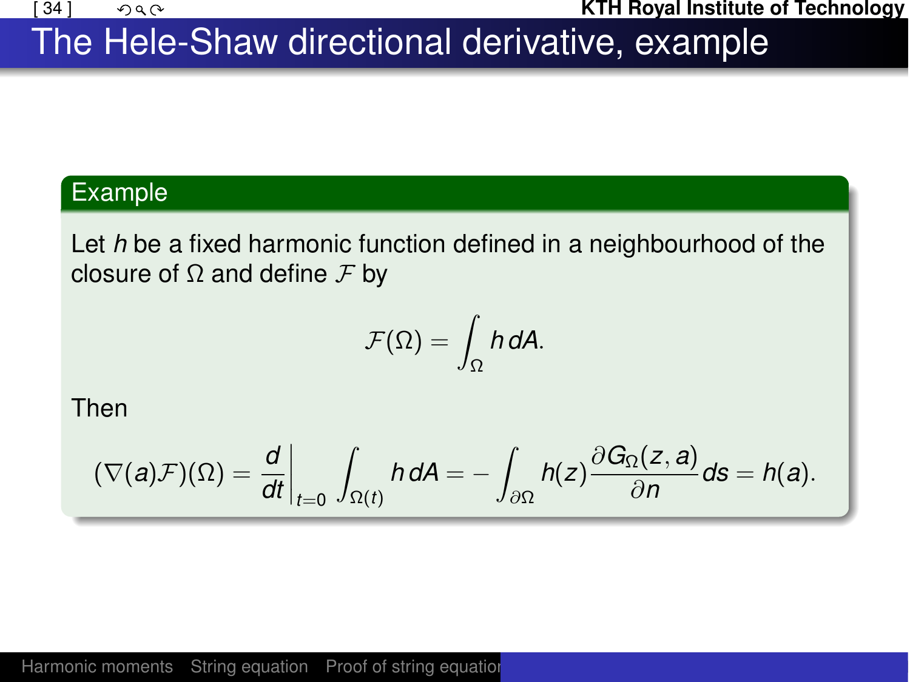# The Hele-Shaw directional derivative, example

## Example

Let $h$ be a fixed harmonic function defined in a neighbourhood of the closure of $\Omega$ and define $\mathcal{F}$ by

$$\mathcal{F}(\Omega) = \int_{\Omega} h \, dA.$$

Then

$$(\nabla(a)\mathcal{F})(\Omega) = \frac{d}{dt}\bigg|_{t=0} \int_{\Omega(t)} h \, dA = -\int_{\partial\Omega} h(z) \frac{\partial G_{\Omega}(z,a)}{\partial n} ds = h(a).$$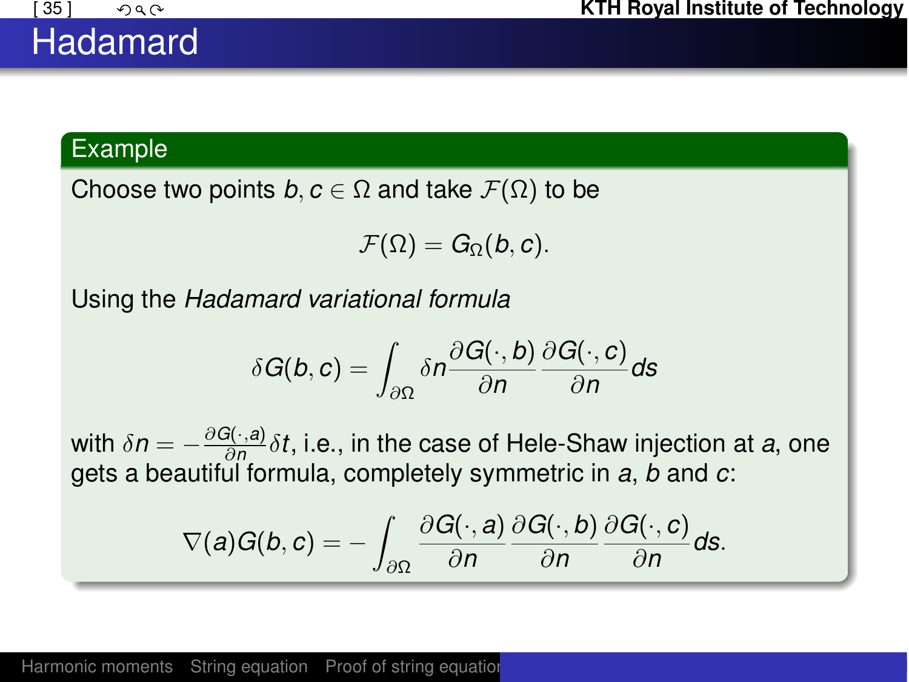# Hadamard

### Example

Choose two points $b, c \in \Omega$ and take $\mathcal{F}(\Omega)$ to be

$$\mathcal{F}(\Omega) = G_\Omega(b, c).$$

Using the *Hadamard variational formula*

$$\delta G(b, c) = \int_{\partial\Omega} \delta n \frac{\partial G(\cdot, b)}{\partial n} \frac{\partial G(\cdot, c)}{\partial n} ds$$

with $\delta n = -\frac{\partial G(\cdot, a)}{\partial n} \delta t$, i.e., in the case of Hele-Shaw injection at $a$, one gets a beautiful formula, completely symmetric in $a$, $b$ and $c$:

$$\nabla(a) G(b, c) = -\int_{\partial\Omega} \frac{\partial G(\cdot, a)}{\partial n} \frac{\partial G(\cdot, b)}{\partial n} \frac{\partial G(\cdot, c)}{\partial n} ds.$$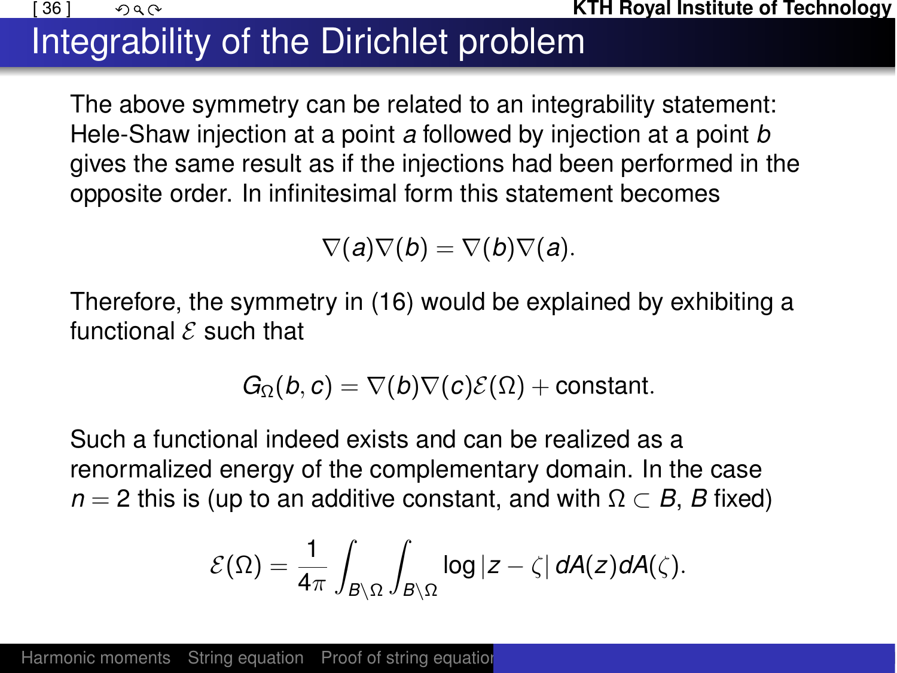# Integrability of the Dirichlet problem

The above symmetry can be related to an integrability statement: Hele-Shaw injection at a point $a$ followed by injection at a point $b$ gives the same result as if the injections had been performed in the opposite order. In infinitesimal form this statement becomes

$$\nabla(a)\nabla(b) = \nabla(b)\nabla(a).$$

Therefore, the symmetry in (16) would be explained by exhibiting a functional $\mathcal{E}$ such that

$$G_\Omega(b,c) = \nabla(b)\nabla(c)\mathcal{E}(\Omega) + \text{constant}.$$

Such a functional indeed exists and can be realized as a renormalized energy of the complementary domain. In the case $n = 2$ this is (up to an additive constant, and with $\Omega \subset B$, $B$ fixed)

$$\mathcal{E}(\Omega) = \frac{1}{4\pi}\int_{B\setminus\Omega}\int_{B\setminus\Omega} \log|z-\zeta|\, dA(z)dA(\zeta).$$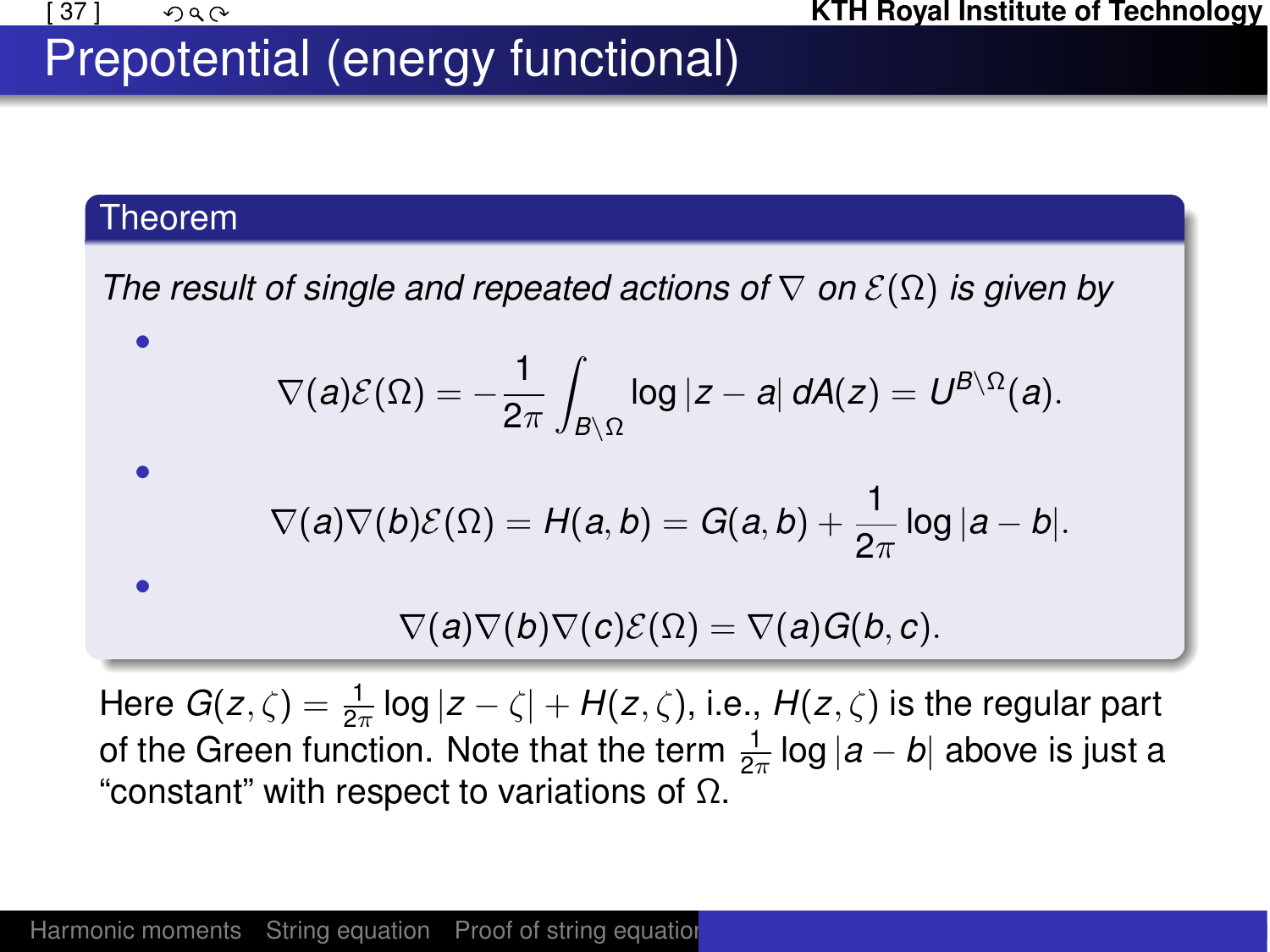# Prepotential (energy functional)

**Theorem**

*The result of single and repeated actions of $\nabla$ on $\mathcal{E}(\Omega)$ is given by*

- $$\nabla(a)\mathcal{E}(\Omega) = -\frac{1}{2\pi}\int_{B\setminus\Omega} \log|z-a|\, dA(z) = U^{B\setminus\Omega}(a).$$
- $$\nabla(a)\nabla(b)\mathcal{E}(\Omega) = H(a,b) = G(a,b) + \frac{1}{2\pi}\log|a-b|.$$
- $$\nabla(a)\nabla(b)\nabla(c)\mathcal{E}(\Omega) = \nabla(a)G(b,c).$$

Here $G(z,\zeta) = \frac{1}{2\pi}\log|z-\zeta| + H(z,\zeta)$, i.e., $H(z,\zeta)$ is the regular part of the Green function. Note that the term $\frac{1}{2\pi}\log|a-b|$ above is just a "constant" with respect to variations of $\Omega$.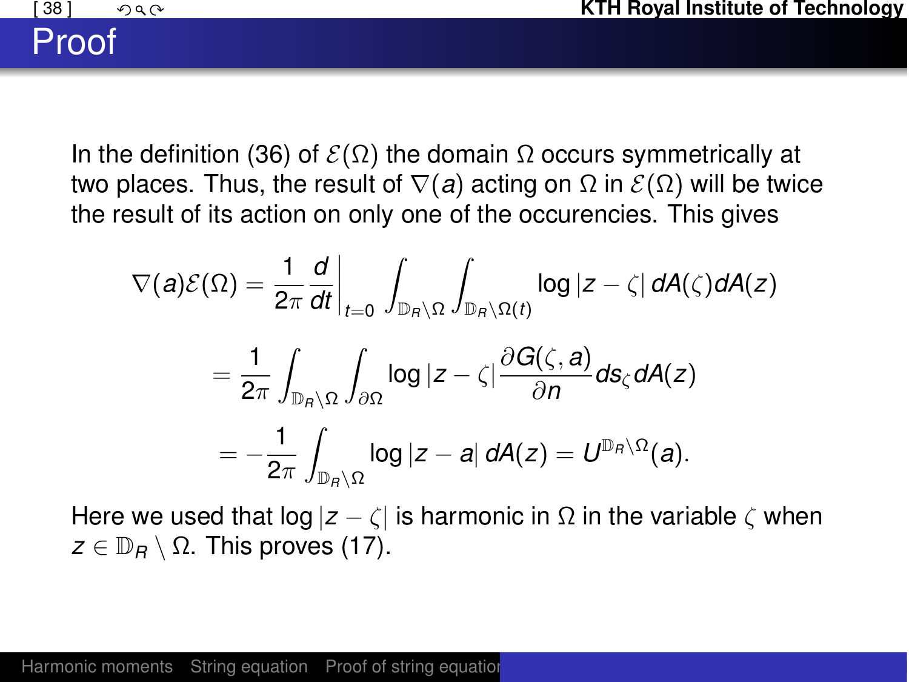# Proof

In the definition (36) of $\mathcal{E}(\Omega)$ the domain $\Omega$ occurs symmetrically at two places. Thus, the result of $\nabla(a)$ acting on $\Omega$ in $\mathcal{E}(\Omega)$ will be twice the result of its action on only one of the occurencies. This gives

$$\nabla(a)\mathcal{E}(\Omega) = \frac{1}{2\pi}\frac{d}{dt}\bigg|_{t=0} \int_{\mathbb{D}_R\setminus\Omega}\int_{\mathbb{D}_R\setminus\Omega(t)} \log|z-\zeta|\, dA(\zeta)dA(z)$$

$$= \frac{1}{2\pi}\int_{\mathbb{D}_R\setminus\Omega}\int_{\partial\Omega} \log|z-\zeta| \frac{\partial G(\zeta,a)}{\partial n} ds_\zeta dA(z)$$

$$= -\frac{1}{2\pi}\int_{\mathbb{D}_R\setminus\Omega} \log|z-a|\, dA(z) = U^{\mathbb{D}_R\setminus\Omega}(a).$$

Here we used that $\log|z-\zeta|$ is harmonic in $\Omega$ in the variable $\zeta$ when $z \in \mathbb{D}_R \setminus \Omega$. This proves (17).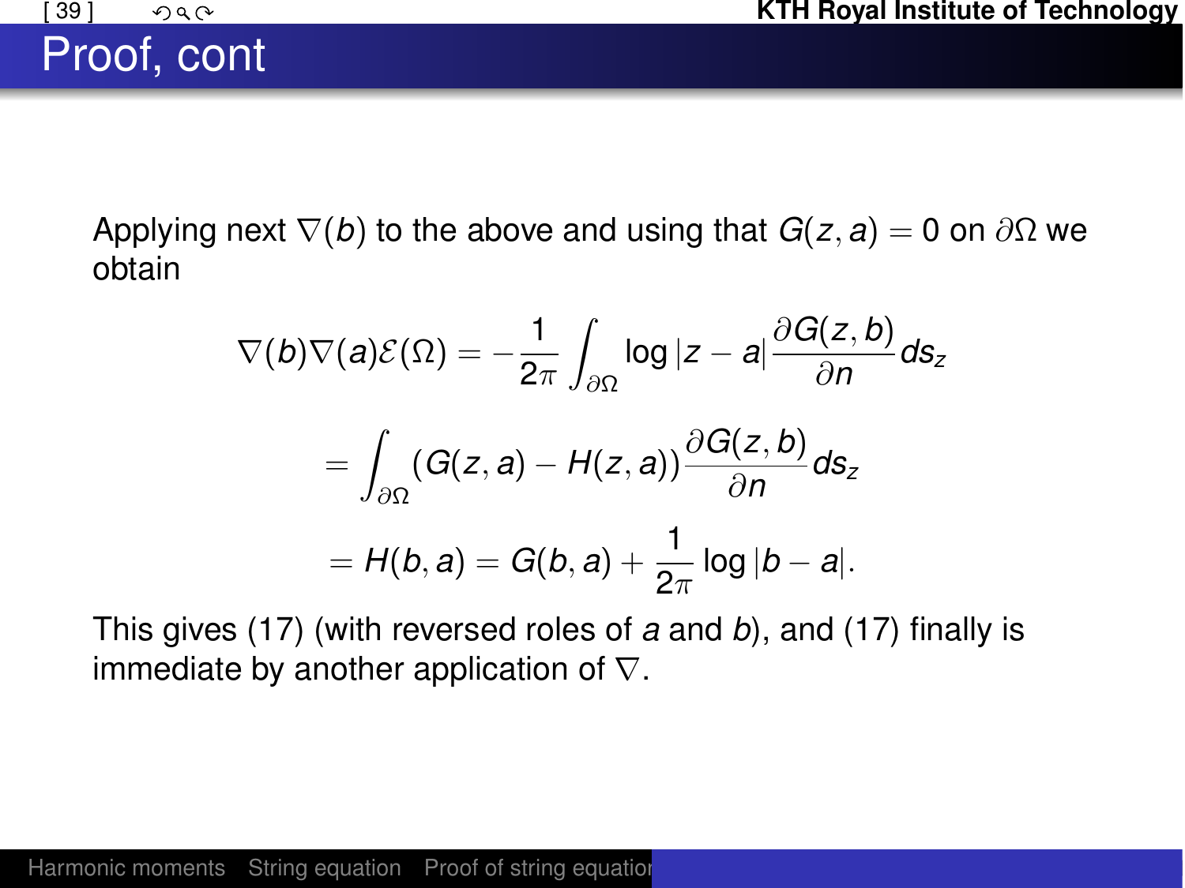# Proof, cont

Applying next $\nabla(b)$ to the above and using that $G(z, a) = 0$ on $\partial\Omega$ we obtain

$$\nabla(b)\nabla(a)\mathcal{E}(\Omega) = -\frac{1}{2\pi}\int_{\partial\Omega} \log|z-a| \frac{\partial G(z,b)}{\partial n} ds_z$$

$$= \int_{\partial\Omega} (G(z,a) - H(z,a))\frac{\partial G(z,b)}{\partial n} ds_z$$

$$= H(b,a) = G(b,a) + \frac{1}{2\pi}\log|b-a|.$$

This gives (17) (with reversed roles of $a$ and $b$), and (17) finally is immediate by another application of $\nabla$.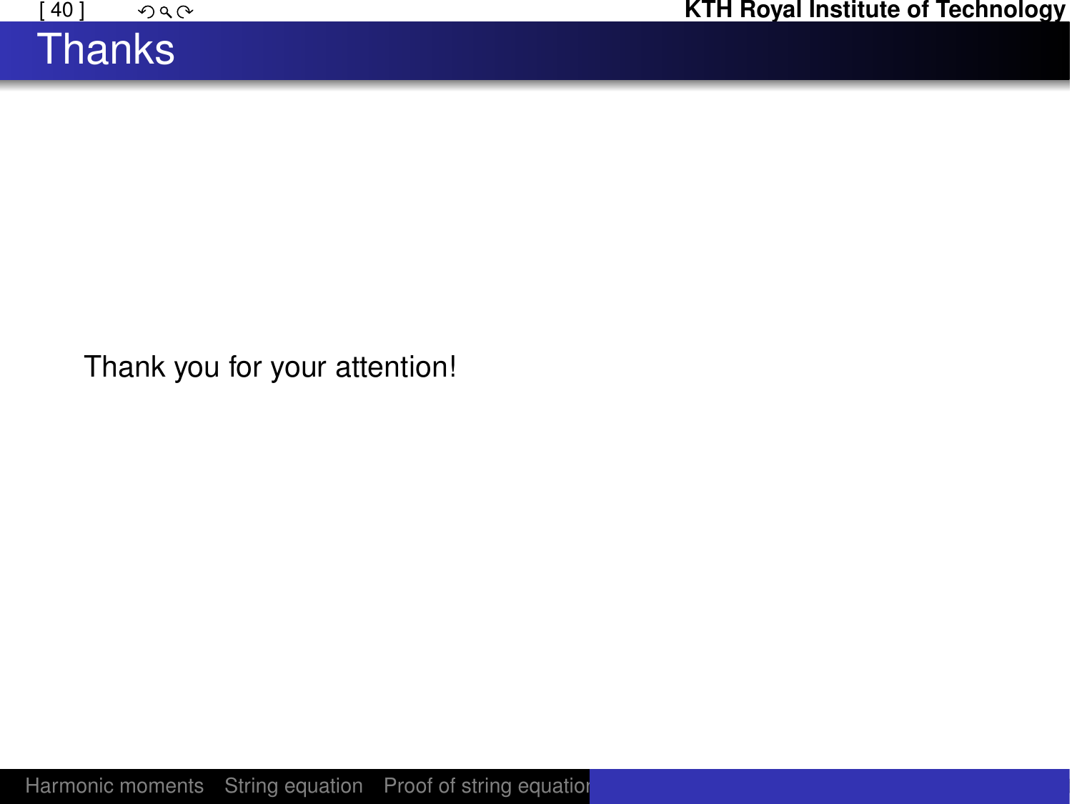# Thanks

Thank you for your attention!